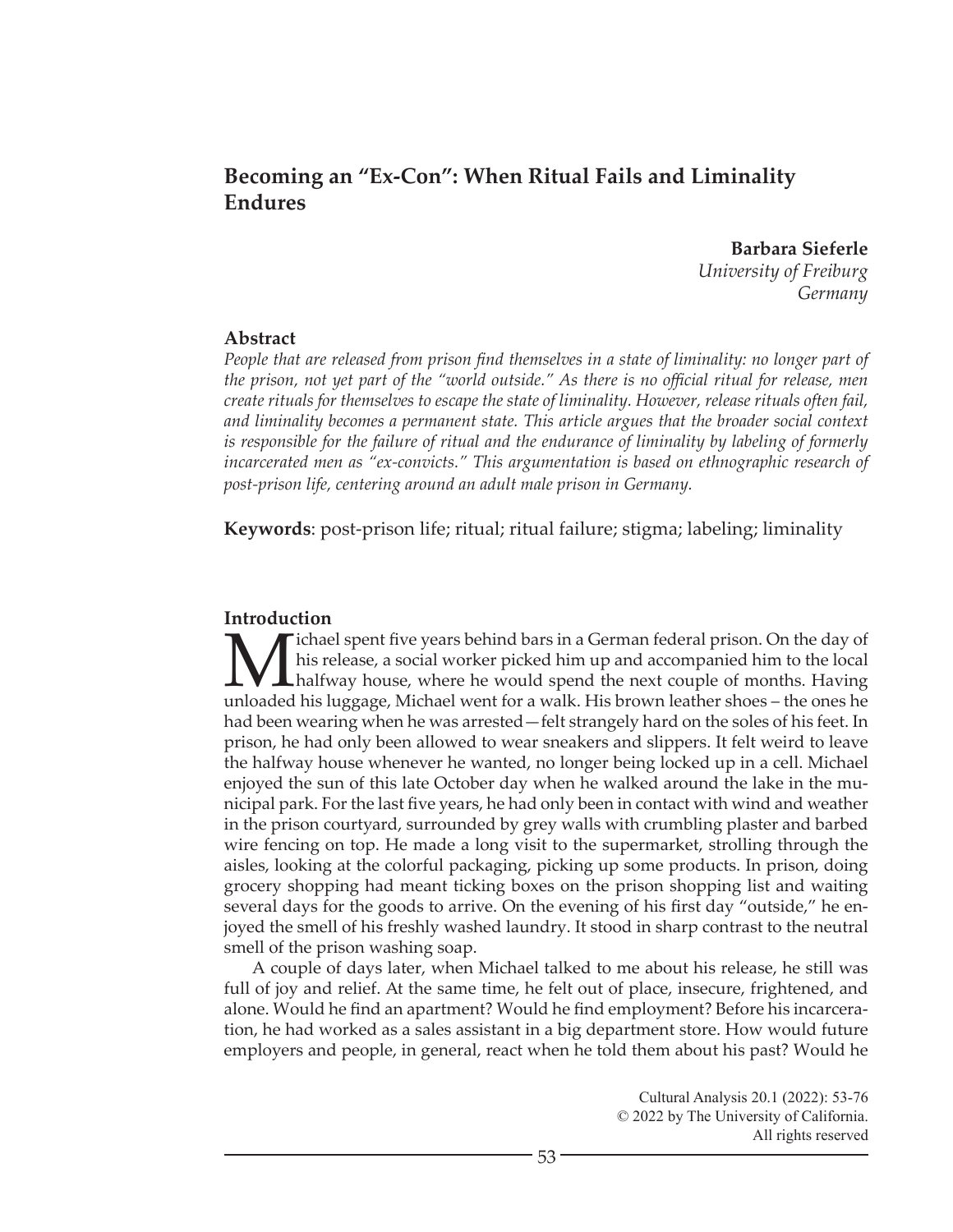# Becoming an "Ex-Con": When Ritual Fails and Liminality Endures

**Barbara Sieferle**
*University of Freiburg*
*Germany*

## Abstract

*People that are released from prison find themselves in a state of liminality: no longer part of the prison, not yet part of the "world outside." As there is no official ritual for release, men create rituals for themselves to escape the state of liminality. However, release rituals often fail, and liminality becomes a permanent state. This article argues that the broader social context is responsible for the failure of ritual and the endurance of liminality by labeling of formerly incarcerated men as "ex-convicts." This argumentation is based on ethnographic research of post-prison life, centering around an adult male prison in Germany.*

**Keywords**: post-prison life; ritual; ritual failure; stigma; labeling; liminality

## Introduction

Michael spent five years behind bars in a German federal prison. On the day of his release, a social worker picked him up and accompanied him to the local halfway house, where he would spend the next couple of months. Having unloaded his luggage, Michael went for a walk. His brown leather shoes – the ones he had been wearing when he was arrested—felt strangely hard on the soles of his feet. In prison, he had only been allowed to wear sneakers and slippers. It felt weird to leave the halfway house whenever he wanted, no longer being locked up in a cell. Michael enjoyed the sun of this late October day when he walked around the lake in the municipal park. For the last five years, he had only been in contact with wind and weather in the prison courtyard, surrounded by grey walls with crumbling plaster and barbed wire fencing on top. He made a long visit to the supermarket, strolling through the aisles, looking at the colorful packaging, picking up some products. In prison, doing grocery shopping had meant ticking boxes on the prison shopping list and waiting several days for the goods to arrive. On the evening of his first day "outside," he enjoyed the smell of his freshly washed laundry. It stood in sharp contrast to the neutral smell of the prison washing soap.

A couple of days later, when Michael talked to me about his release, he still was full of joy and relief. At the same time, he felt out of place, insecure, frightened, and alone. Would he find an apartment? Would he find employment? Before his incarceration, he had worked as a sales assistant in a big department store. How would future employers and people, in general, react when he told them about his past? Would he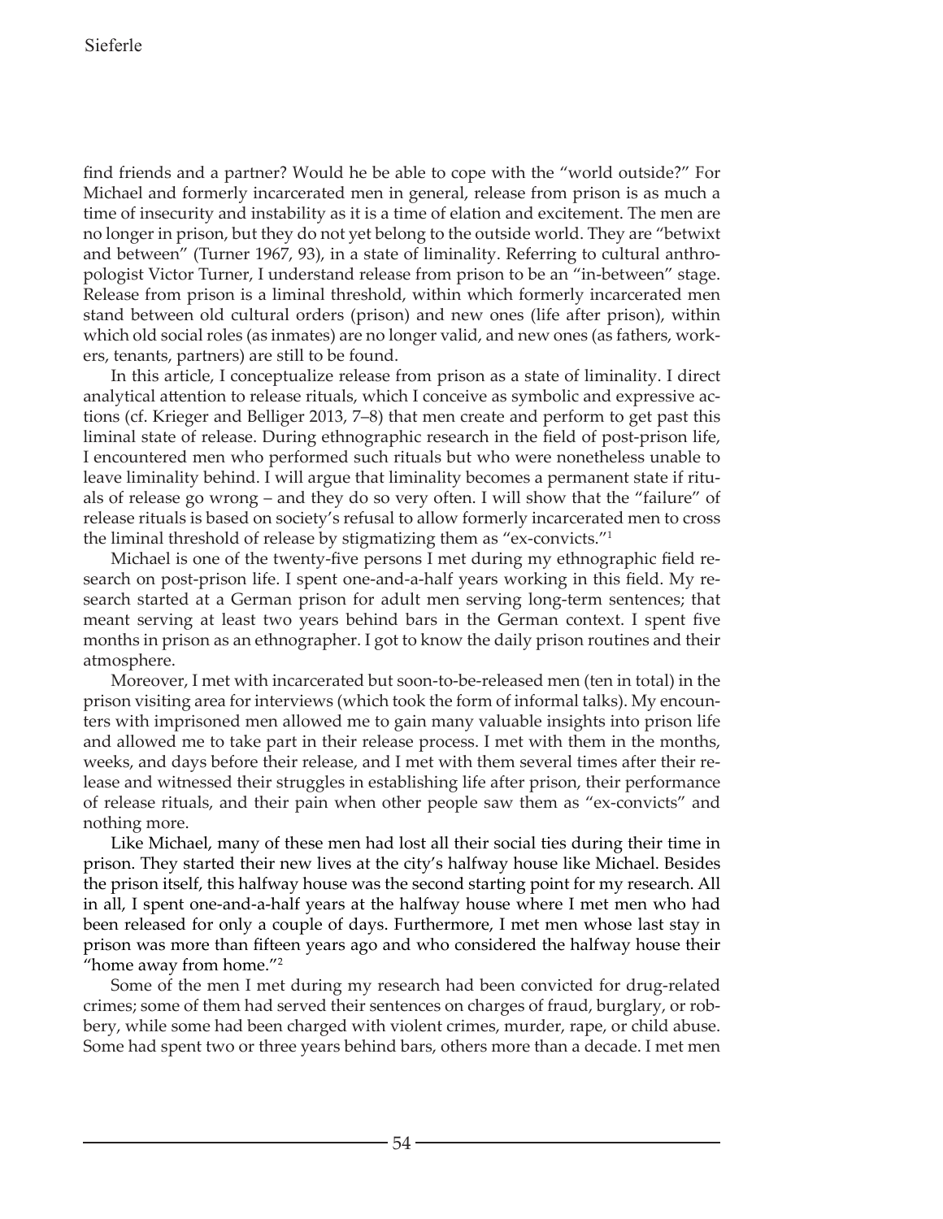find friends and a partner? Would he be able to cope with the "world outside?" For Michael and formerly incarcerated men in general, release from prison is as much a time of insecurity and instability as it is a time of elation and excitement. The men are no longer in prison, but they do not yet belong to the outside world. They are "betwixt and between" (Turner 1967, 93), in a state of liminality. Referring to cultural anthropologist Victor Turner, I understand release from prison to be an "in-between" stage. Release from prison is a liminal threshold, within which formerly incarcerated men stand between old cultural orders (prison) and new ones (life after prison), within which old social roles (as inmates) are no longer valid, and new ones (as fathers, workers, tenants, partners) are still to be found.

In this article, I conceptualize release from prison as a state of liminality. I direct analytical attention to release rituals, which I conceive as symbolic and expressive actions (cf. Krieger and Belliger 2013, 7–8) that men create and perform to get past this liminal state of release. During ethnographic research in the field of post-prison life, I encountered men who performed such rituals but who were nonetheless unable to leave liminality behind. I will argue that liminality becomes a permanent state if rituals of release go wrong – and they do so very often. I will show that the "failure" of release rituals is based on society's refusal to allow formerly incarcerated men to cross the liminal threshold of release by stigmatizing them as "ex-convicts."[1]

Michael is one of the twenty-five persons I met during my ethnographic field research on post-prison life. I spent one-and-a-half years working in this field. My research started at a German prison for adult men serving long-term sentences; that meant serving at least two years behind bars in the German context. I spent five months in prison as an ethnographer. I got to know the daily prison routines and their atmosphere.

Moreover, I met with incarcerated but soon-to-be-released men (ten in total) in the prison visiting area for interviews (which took the form of informal talks). My encounters with imprisoned men allowed me to gain many valuable insights into prison life and allowed me to take part in their release process. I met with them in the months, weeks, and days before their release, and I met with them several times after their release and witnessed their struggles in establishing life after prison, their performance of release rituals, and their pain when other people saw them as "ex-convicts" and nothing more.

Like Michael, many of these men had lost all their social ties during their time in prison. They started their new lives at the city's halfway house like Michael. Besides the prison itself, this halfway house was the second starting point for my research. All in all, I spent one-and-a-half years at the halfway house where I met men who had been released for only a couple of days. Furthermore, I met men whose last stay in prison was more than fifteen years ago and who considered the halfway house their "home away from home."[2]

Some of the men I met during my research had been convicted for drug-related crimes; some of them had served their sentences on charges of fraud, burglary, or robbery, while some had been charged with violent crimes, murder, rape, or child abuse. Some had spent two or three years behind bars, others more than a decade. I met men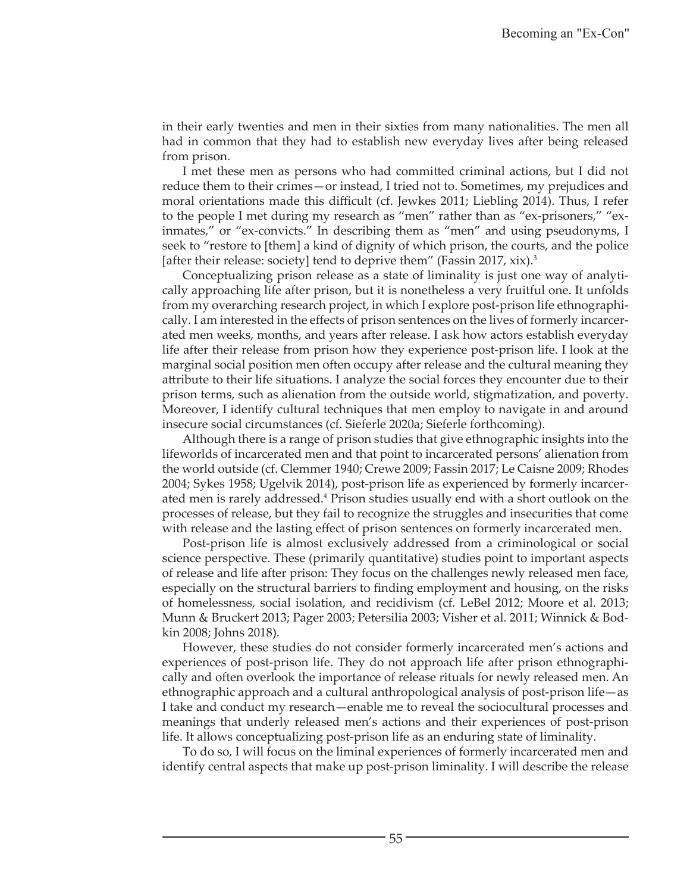in their early twenties and men in their sixties from many nationalities. The men all had in common that they had to establish new everyday lives after being released from prison.

I met these men as persons who had committed criminal actions, but I did not reduce them to their crimes—or instead, I tried not to. Sometimes, my prejudices and moral orientations made this difficult (cf. Jewkes 2011; Liebling 2014). Thus, I refer to the people I met during my research as "men" rather than as "ex-prisoners," "ex-inmates," or "ex-convicts." In describing them as "men" and using pseudonyms, I seek to "restore to [them] a kind of dignity of which prison, the courts, and the police [after their release: society] tend to deprive them" (Fassin 2017, xix).[3]

Conceptualizing prison release as a state of liminality is just one way of analytically approaching life after prison, but it is nonetheless a very fruitful one. It unfolds from my overarching research project, in which I explore post-prison life ethnographically. I am interested in the effects of prison sentences on the lives of formerly incarcerated men weeks, months, and years after release. I ask how actors establish everyday life after their release from prison how they experience post-prison life. I look at the marginal social position men often occupy after release and the cultural meaning they attribute to their life situations. I analyze the social forces they encounter due to their prison terms, such as alienation from the outside world, stigmatization, and poverty. Moreover, I identify cultural techniques that men employ to navigate in and around insecure social circumstances (cf. Sieferle 2020a; Sieferle forthcoming).

Although there is a range of prison studies that give ethnographic insights into the lifeworlds of incarcerated men and that point to incarcerated persons' alienation from the world outside (cf. Clemmer 1940; Crewe 2009; Fassin 2017; Le Caisne 2009; Rhodes 2004; Sykes 1958; Ugelvik 2014), post-prison life as experienced by formerly incarcerated men is rarely addressed.[4] Prison studies usually end with a short outlook on the processes of release, but they fail to recognize the struggles and insecurities that come with release and the lasting effect of prison sentences on formerly incarcerated men.

Post-prison life is almost exclusively addressed from a criminological or social science perspective. These (primarily quantitative) studies point to important aspects of release and life after prison: They focus on the challenges newly released men face, especially on the structural barriers to finding employment and housing, on the risks of homelessness, social isolation, and recidivism (cf. LeBel 2012; Moore et al. 2013; Munn & Bruckert 2013; Pager 2003; Petersilia 2003; Visher et al. 2011; Winnick & Bodkin 2008; Johns 2018).

However, these studies do not consider formerly incarcerated men's actions and experiences of post-prison life. They do not approach life after prison ethnographically and often overlook the importance of release rituals for newly released men. An ethnographic approach and a cultural anthropological analysis of post-prison life—as I take and conduct my research—enable me to reveal the sociocultural processes and meanings that underly released men's actions and their experiences of post-prison life. It allows conceptualizing post-prison life as an enduring state of liminality.

To do so, I will focus on the liminal experiences of formerly incarcerated men and identify central aspects that make up post-prison liminality. I will describe the release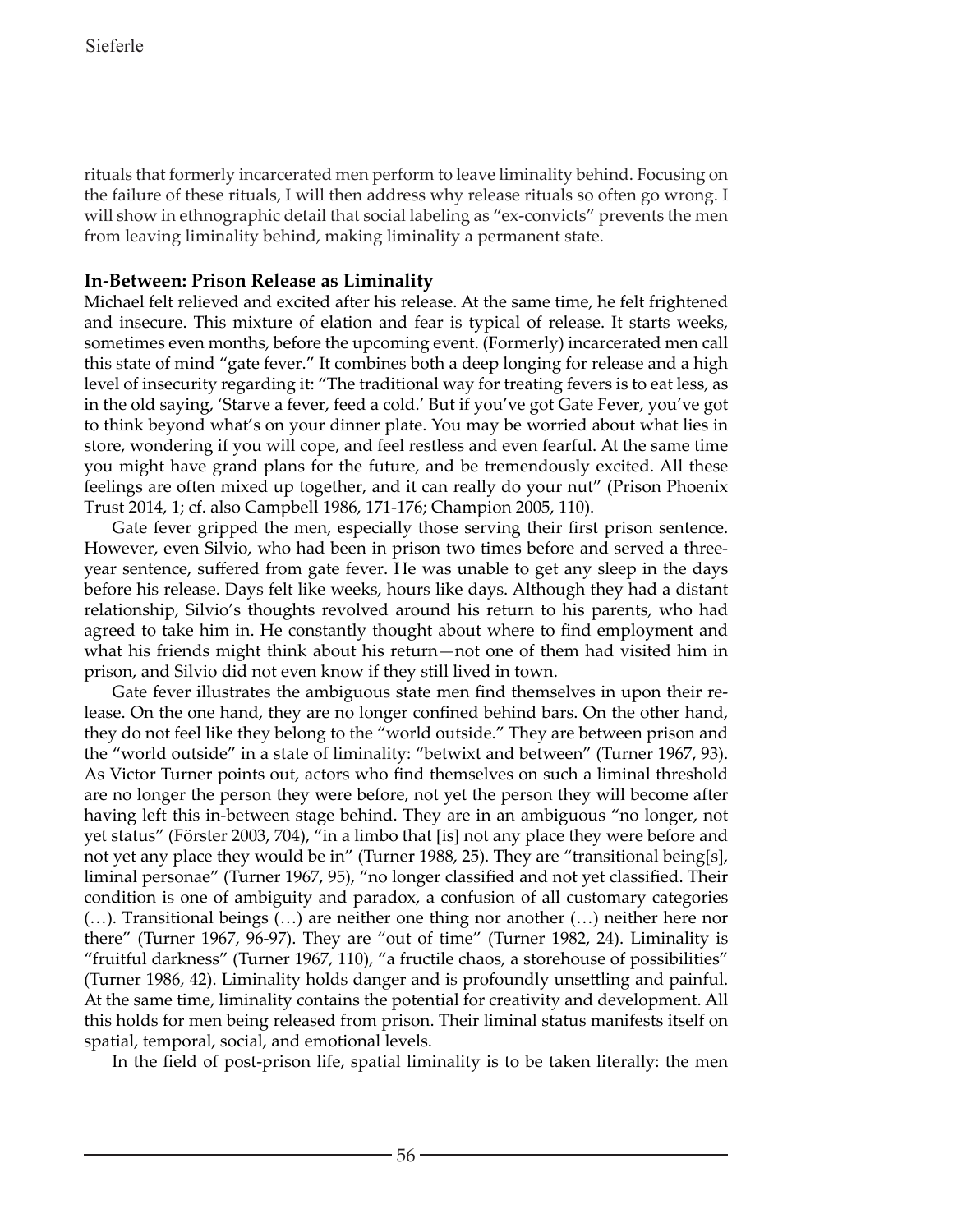rituals that formerly incarcerated men perform to leave liminality behind. Focusing on the failure of these rituals, I will then address why release rituals so often go wrong. I will show in ethnographic detail that social labeling as "ex-convicts" prevents the men from leaving liminality behind, making liminality a permanent state.

## In-Between: Prison Release as Liminality

Michael felt relieved and excited after his release. At the same time, he felt frightened and insecure. This mixture of elation and fear is typical of release. It starts weeks, sometimes even months, before the upcoming event. (Formerly) incarcerated men call this state of mind "gate fever." It combines both a deep longing for release and a high level of insecurity regarding it: "The traditional way for treating fevers is to eat less, as in the old saying, 'Starve a fever, feed a cold.' But if you've got Gate Fever, you've got to think beyond what's on your dinner plate. You may be worried about what lies in store, wondering if you will cope, and feel restless and even fearful. At the same time you might have grand plans for the future, and be tremendously excited. All these feelings are often mixed up together, and it can really do your nut" (Prison Phoenix Trust 2014, 1; cf. also Campbell 1986, 171-176; Champion 2005, 110).

Gate fever gripped the men, especially those serving their first prison sentence. However, even Silvio, who had been in prison two times before and served a three-year sentence, suffered from gate fever. He was unable to get any sleep in the days before his release. Days felt like weeks, hours like days. Although they had a distant relationship, Silvio's thoughts revolved around his return to his parents, who had agreed to take him in. He constantly thought about where to find employment and what his friends might think about his return—not one of them had visited him in prison, and Silvio did not even know if they still lived in town.

Gate fever illustrates the ambiguous state men find themselves in upon their release. On the one hand, they are no longer confined behind bars. On the other hand, they do not feel like they belong to the "world outside." They are between prison and the "world outside" in a state of liminality: "betwixt and between" (Turner 1967, 93). As Victor Turner points out, actors who find themselves on such a liminal threshold are no longer the person they were before, not yet the person they will become after having left this in-between stage behind. They are in an ambiguous "no longer, not yet status" (Förster 2003, 704), "in a limbo that [is] not any place they were before and not yet any place they would be in" (Turner 1988, 25). They are "transitional being[s], liminal personae" (Turner 1967, 95), "no longer classified and not yet classified. Their condition is one of ambiguity and paradox, a confusion of all customary categories (…). Transitional beings (…) are neither one thing nor another (…) neither here nor there" (Turner 1967, 96-97). They are "out of time" (Turner 1982, 24). Liminality is "fruitful darkness" (Turner 1967, 110), "a fructile chaos, a storehouse of possibilities" (Turner 1986, 42). Liminality holds danger and is profoundly unsettling and painful. At the same time, liminality contains the potential for creativity and development. All this holds for men being released from prison. Their liminal status manifests itself on spatial, temporal, social, and emotional levels.

In the field of post-prison life, spatial liminality is to be taken literally: the men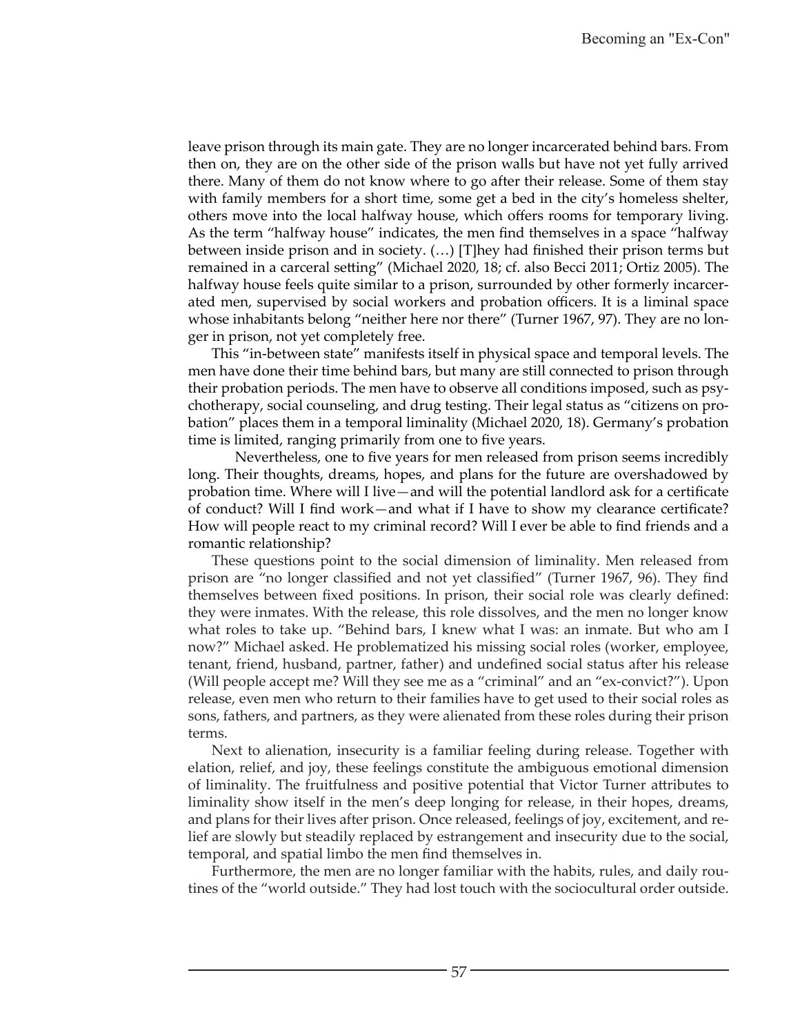leave prison through its main gate. They are no longer incarcerated behind bars. From then on, they are on the other side of the prison walls but have not yet fully arrived there. Many of them do not know where to go after their release. Some of them stay with family members for a short time, some get a bed in the city's homeless shelter, others move into the local halfway house, which offers rooms for temporary living. As the term "halfway house" indicates, the men find themselves in a space "halfway between inside prison and in society. (…) [T]hey had finished their prison terms but remained in a carceral setting" (Michael 2020, 18; cf. also Becci 2011; Ortiz 2005). The halfway house feels quite similar to a prison, surrounded by other formerly incarcerated men, supervised by social workers and probation officers. It is a liminal space whose inhabitants belong "neither here nor there" (Turner 1967, 97). They are no longer in prison, not yet completely free.

This "in-between state" manifests itself in physical space and temporal levels. The men have done their time behind bars, but many are still connected to prison through their probation periods. The men have to observe all conditions imposed, such as psychotherapy, social counseling, and drug testing. Their legal status as "citizens on probation" places them in a temporal liminality (Michael 2020, 18). Germany's probation time is limited, ranging primarily from one to five years.

Nevertheless, one to five years for men released from prison seems incredibly long. Their thoughts, dreams, hopes, and plans for the future are overshadowed by probation time. Where will I live—and will the potential landlord ask for a certificate of conduct? Will I find work—and what if I have to show my clearance certificate? How will people react to my criminal record? Will I ever be able to find friends and a romantic relationship?

These questions point to the social dimension of liminality. Men released from prison are "no longer classified and not yet classified" (Turner 1967, 96). They find themselves between fixed positions. In prison, their social role was clearly defined: they were inmates. With the release, this role dissolves, and the men no longer know what roles to take up. "Behind bars, I knew what I was: an inmate. But who am I now?" Michael asked. He problematized his missing social roles (worker, employee, tenant, friend, husband, partner, father) and undefined social status after his release (Will people accept me? Will they see me as a "criminal" and an "ex-convict?"). Upon release, even men who return to their families have to get used to their social roles as sons, fathers, and partners, as they were alienated from these roles during their prison terms.

Next to alienation, insecurity is a familiar feeling during release. Together with elation, relief, and joy, these feelings constitute the ambiguous emotional dimension of liminality. The fruitfulness and positive potential that Victor Turner attributes to liminality show itself in the men's deep longing for release, in their hopes, dreams, and plans for their lives after prison. Once released, feelings of joy, excitement, and relief are slowly but steadily replaced by estrangement and insecurity due to the social, temporal, and spatial limbo the men find themselves in.

Furthermore, the men are no longer familiar with the habits, rules, and daily routines of the "world outside." They had lost touch with the sociocultural order outside.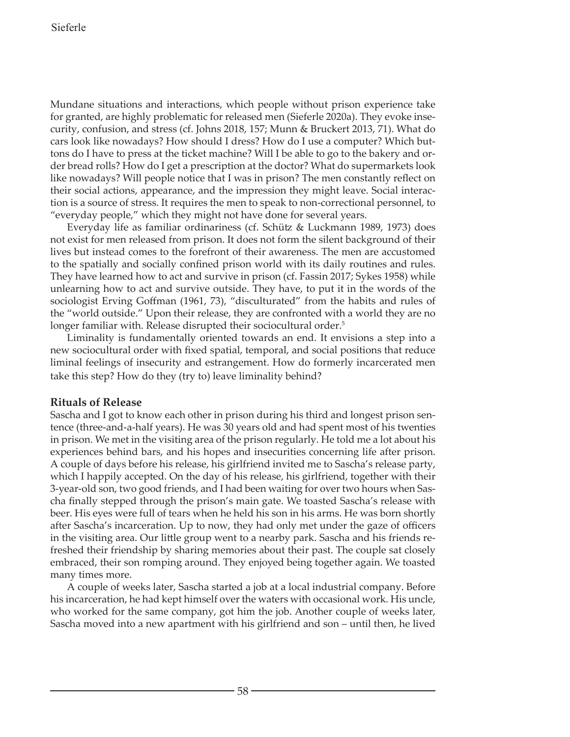Mundane situations and interactions, which people without prison experience take for granted, are highly problematic for released men (Sieferle 2020a). They evoke insecurity, confusion, and stress (cf. Johns 2018, 157; Munn & Bruckert 2013, 71). What do cars look like nowadays? How should I dress? How do I use a computer? Which buttons do I have to press at the ticket machine? Will I be able to go to the bakery and order bread rolls? How do I get a prescription at the doctor? What do supermarkets look like nowadays? Will people notice that I was in prison? The men constantly reflect on their social actions, appearance, and the impression they might leave. Social interaction is a source of stress. It requires the men to speak to non-correctional personnel, to "everyday people," which they might not have done for several years.

Everyday life as familiar ordinariness (cf. Schütz & Luckmann 1989, 1973) does not exist for men released from prison. It does not form the silent background of their lives but instead comes to the forefront of their awareness. The men are accustomed to the spatially and socially confined prison world with its daily routines and rules. They have learned how to act and survive in prison (cf. Fassin 2017; Sykes 1958) while unlearning how to act and survive outside. They have, to put it in the words of the sociologist Erving Goffman (1961, 73), "disculturated" from the habits and rules of the "world outside." Upon their release, they are confronted with a world they are no longer familiar with. Release disrupted their sociocultural order.[5]

Liminality is fundamentally oriented towards an end. It envisions a step into a new sociocultural order with fixed spatial, temporal, and social positions that reduce liminal feelings of insecurity and estrangement. How do formerly incarcerated men take this step? How do they (try to) leave liminality behind?

## Rituals of Release

Sascha and I got to know each other in prison during his third and longest prison sentence (three-and-a-half years). He was 30 years old and had spent most of his twenties in prison. We met in the visiting area of the prison regularly. He told me a lot about his experiences behind bars, and his hopes and insecurities concerning life after prison. A couple of days before his release, his girlfriend invited me to Sascha's release party, which I happily accepted. On the day of his release, his girlfriend, together with their 3-year-old son, two good friends, and I had been waiting for over two hours when Sascha finally stepped through the prison's main gate. We toasted Sascha's release with beer. His eyes were full of tears when he held his son in his arms. He was born shortly after Sascha's incarceration. Up to now, they had only met under the gaze of officers in the visiting area. Our little group went to a nearby park. Sascha and his friends refreshed their friendship by sharing memories about their past. The couple sat closely embraced, their son romping around. They enjoyed being together again. We toasted many times more.

A couple of weeks later, Sascha started a job at a local industrial company. Before his incarceration, he had kept himself over the waters with occasional work. His uncle, who worked for the same company, got him the job. Another couple of weeks later, Sascha moved into a new apartment with his girlfriend and son – until then, he lived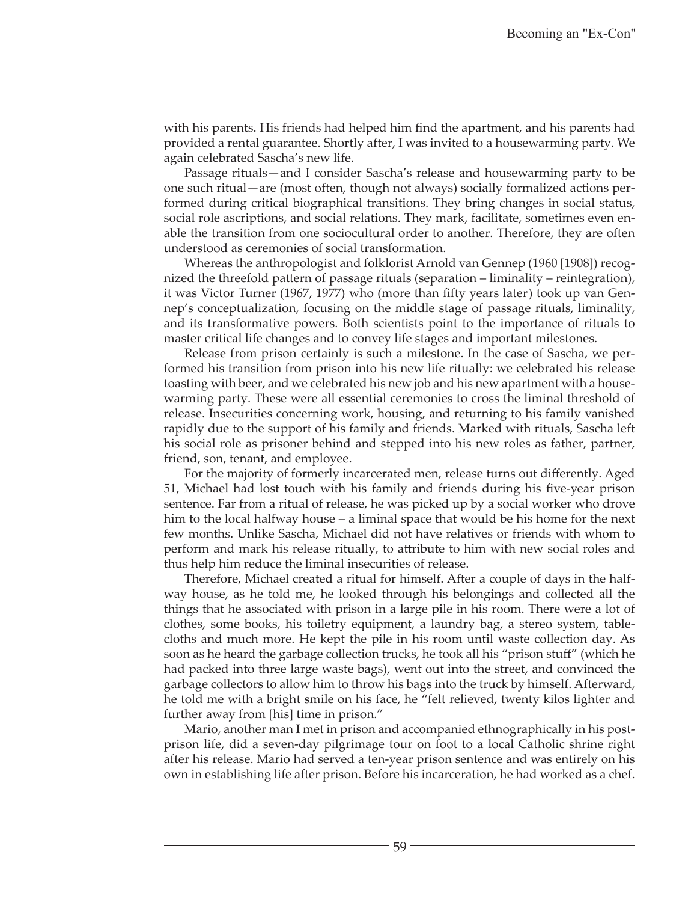with his parents. His friends had helped him find the apartment, and his parents had provided a rental guarantee. Shortly after, I was invited to a housewarming party. We again celebrated Sascha's new life.

Passage rituals—and I consider Sascha's release and housewarming party to be one such ritual—are (most often, though not always) socially formalized actions performed during critical biographical transitions. They bring changes in social status, social role ascriptions, and social relations. They mark, facilitate, sometimes even enable the transition from one sociocultural order to another. Therefore, they are often understood as ceremonies of social transformation.

Whereas the anthropologist and folklorist Arnold van Gennep (1960 [1908]) recognized the threefold pattern of passage rituals (separation – liminality – reintegration), it was Victor Turner (1967, 1977) who (more than fifty years later) took up van Gennep's conceptualization, focusing on the middle stage of passage rituals, liminality, and its transformative powers. Both scientists point to the importance of rituals to master critical life changes and to convey life stages and important milestones.

Release from prison certainly is such a milestone. In the case of Sascha, we performed his transition from prison into his new life ritually: we celebrated his release toasting with beer, and we celebrated his new job and his new apartment with a housewarming party. These were all essential ceremonies to cross the liminal threshold of release. Insecurities concerning work, housing, and returning to his family vanished rapidly due to the support of his family and friends. Marked with rituals, Sascha left his social role as prisoner behind and stepped into his new roles as father, partner, friend, son, tenant, and employee.

For the majority of formerly incarcerated men, release turns out differently. Aged 51, Michael had lost touch with his family and friends during his five-year prison sentence. Far from a ritual of release, he was picked up by a social worker who drove him to the local halfway house – a liminal space that would be his home for the next few months. Unlike Sascha, Michael did not have relatives or friends with whom to perform and mark his release ritually, to attribute to him with new social roles and thus help him reduce the liminal insecurities of release.

Therefore, Michael created a ritual for himself. After a couple of days in the halfway house, as he told me, he looked through his belongings and collected all the things that he associated with prison in a large pile in his room. There were a lot of clothes, some books, his toiletry equipment, a laundry bag, a stereo system, tablecloths and much more. He kept the pile in his room until waste collection day. As soon as he heard the garbage collection trucks, he took all his "prison stuff" (which he had packed into three large waste bags), went out into the street, and convinced the garbage collectors to allow him to throw his bags into the truck by himself. Afterward, he told me with a bright smile on his face, he "felt relieved, twenty kilos lighter and further away from [his] time in prison."

Mario, another man I met in prison and accompanied ethnographically in his post-prison life, did a seven-day pilgrimage tour on foot to a local Catholic shrine right after his release. Mario had served a ten-year prison sentence and was entirely on his own in establishing life after prison. Before his incarceration, he had worked as a chef.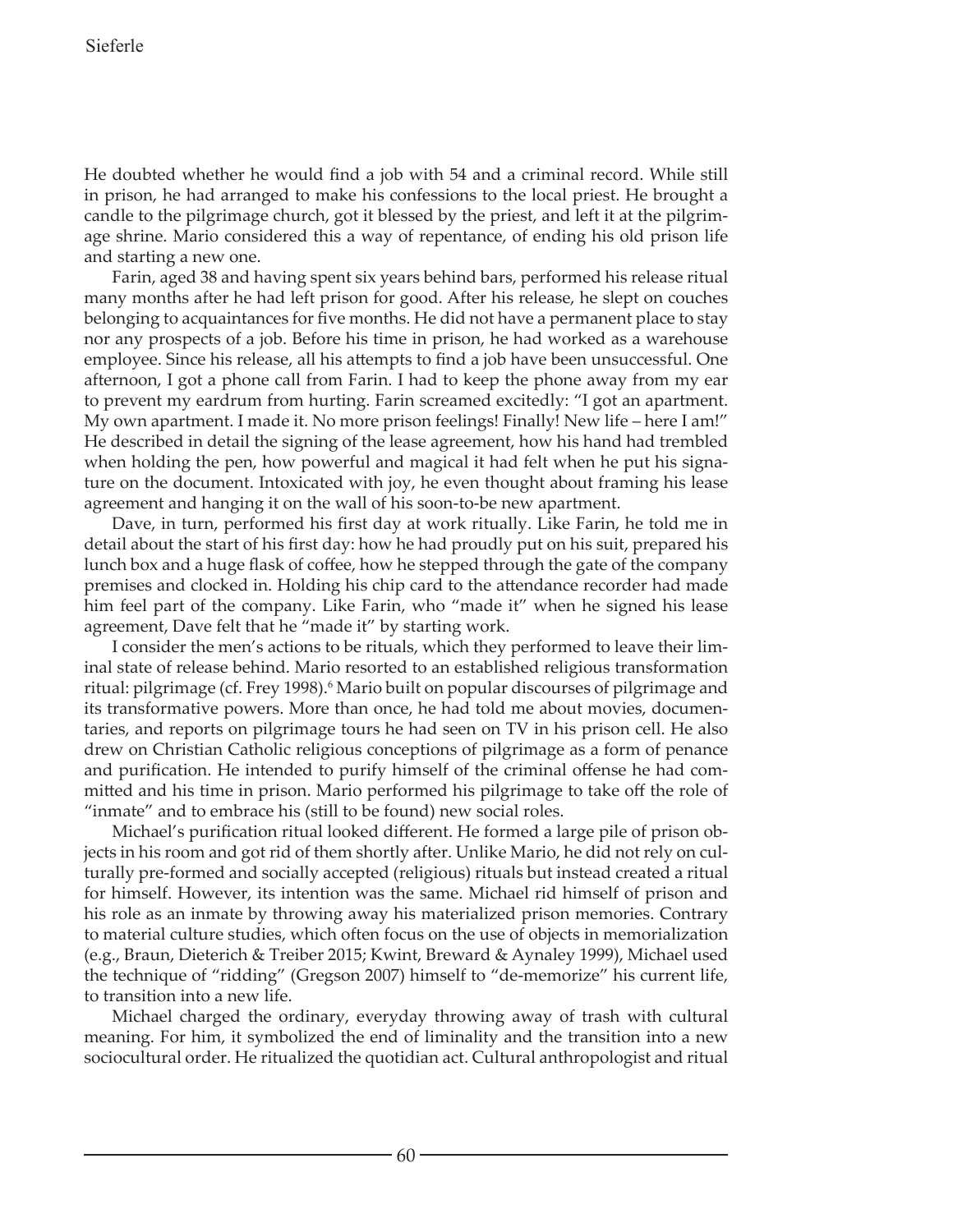He doubted whether he would find a job with 54 and a criminal record. While still in prison, he had arranged to make his confessions to the local priest. He brought a candle to the pilgrimage church, got it blessed by the priest, and left it at the pilgrimage shrine. Mario considered this a way of repentance, of ending his old prison life and starting a new one.

Farin, aged 38 and having spent six years behind bars, performed his release ritual many months after he had left prison for good. After his release, he slept on couches belonging to acquaintances for five months. He did not have a permanent place to stay nor any prospects of a job. Before his time in prison, he had worked as a warehouse employee. Since his release, all his attempts to find a job have been unsuccessful. One afternoon, I got a phone call from Farin. I had to keep the phone away from my ear to prevent my eardrum from hurting. Farin screamed excitedly: "I got an apartment. My own apartment. I made it. No more prison feelings! Finally! New life – here I am!" He described in detail the signing of the lease agreement, how his hand had trembled when holding the pen, how powerful and magical it had felt when he put his signature on the document. Intoxicated with joy, he even thought about framing his lease agreement and hanging it on the wall of his soon-to-be new apartment.

Dave, in turn, performed his first day at work ritually. Like Farin, he told me in detail about the start of his first day: how he had proudly put on his suit, prepared his lunch box and a huge flask of coffee, how he stepped through the gate of the company premises and clocked in. Holding his chip card to the attendance recorder had made him feel part of the company. Like Farin, who "made it" when he signed his lease agreement, Dave felt that he "made it" by starting work.

I consider the men's actions to be rituals, which they performed to leave their liminal state of release behind. Mario resorted to an established religious transformation ritual: pilgrimage (cf. Frey 1998).[6] Mario built on popular discourses of pilgrimage and its transformative powers. More than once, he had told me about movies, documentaries, and reports on pilgrimage tours he had seen on TV in his prison cell. He also drew on Christian Catholic religious conceptions of pilgrimage as a form of penance and purification. He intended to purify himself of the criminal offense he had committed and his time in prison. Mario performed his pilgrimage to take off the role of "inmate" and to embrace his (still to be found) new social roles.

Michael's purification ritual looked different. He formed a large pile of prison objects in his room and got rid of them shortly after. Unlike Mario, he did not rely on culturally pre-formed and socially accepted (religious) rituals but instead created a ritual for himself. However, its intention was the same. Michael rid himself of prison and his role as an inmate by throwing away his materialized prison memories. Contrary to material culture studies, which often focus on the use of objects in memorialization (e.g., Braun, Dieterich & Treiber 2015; Kwint, Breward & Aynaley 1999), Michael used the technique of "ridding" (Gregson 2007) himself to "de-memorize" his current life, to transition into a new life.

Michael charged the ordinary, everyday throwing away of trash with cultural meaning. For him, it symbolized the end of liminality and the transition into a new sociocultural order. He ritualized the quotidian act. Cultural anthropologist and ritual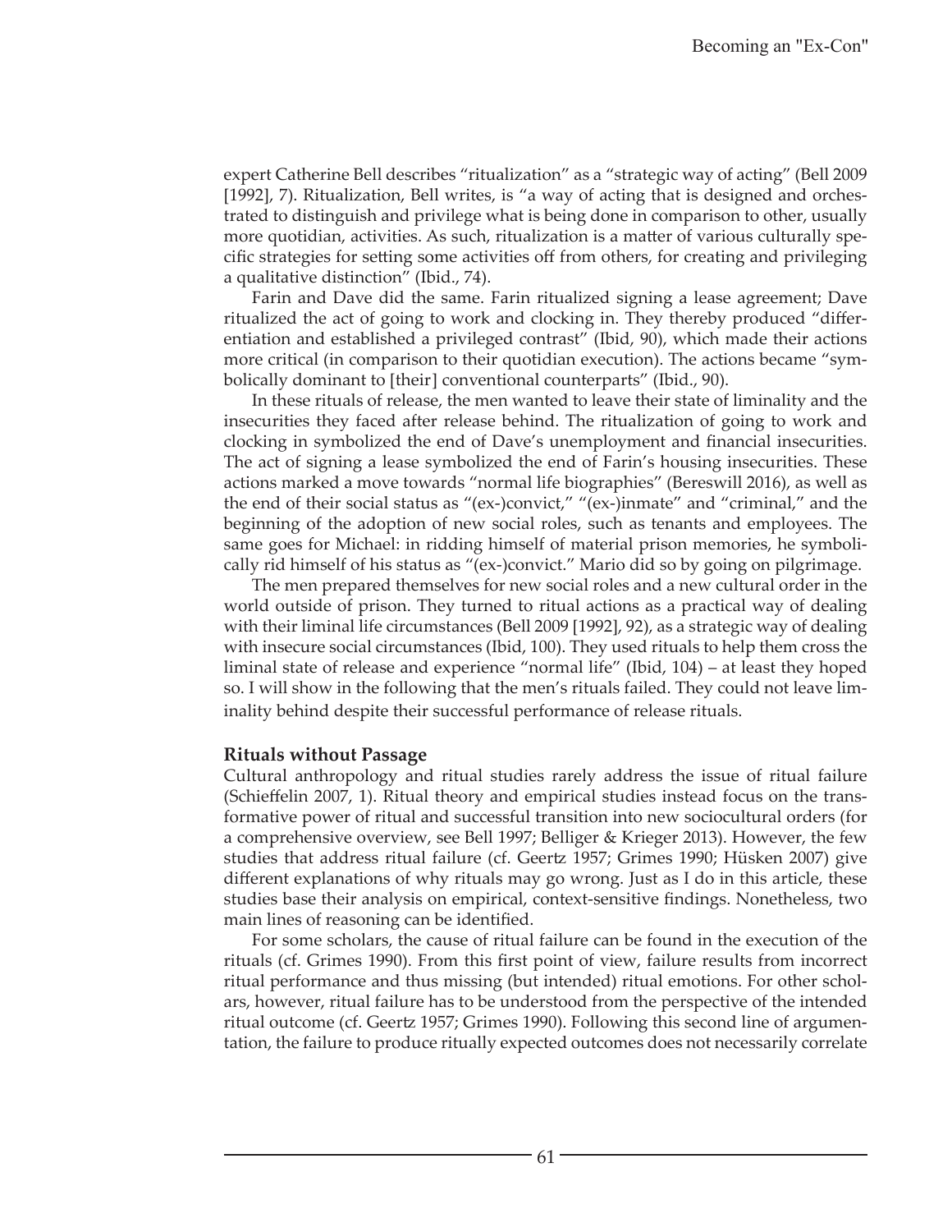expert Catherine Bell describes "ritualization" as a "strategic way of acting" (Bell 2009 [1992], 7). Ritualization, Bell writes, is "a way of acting that is designed and orchestrated to distinguish and privilege what is being done in comparison to other, usually more quotidian, activities. As such, ritualization is a matter of various culturally specific strategies for setting some activities off from others, for creating and privileging a qualitative distinction" (Ibid., 74).

Farin and Dave did the same. Farin ritualized signing a lease agreement; Dave ritualized the act of going to work and clocking in. They thereby produced "differentiation and established a privileged contrast" (Ibid, 90), which made their actions more critical (in comparison to their quotidian execution). The actions became "symbolically dominant to [their] conventional counterparts" (Ibid., 90).

In these rituals of release, the men wanted to leave their state of liminality and the insecurities they faced after release behind. The ritualization of going to work and clocking in symbolized the end of Dave's unemployment and financial insecurities. The act of signing a lease symbolized the end of Farin's housing insecurities. These actions marked a move towards "normal life biographies" (Bereswill 2016), as well as the end of their social status as "(ex-)convict," "(ex-)inmate" and "criminal," and the beginning of the adoption of new social roles, such as tenants and employees. The same goes for Michael: in ridding himself of material prison memories, he symbolically rid himself of his status as "(ex-)convict." Mario did so by going on pilgrimage.

The men prepared themselves for new social roles and a new cultural order in the world outside of prison. They turned to ritual actions as a practical way of dealing with their liminal life circumstances (Bell 2009 [1992], 92), as a strategic way of dealing with insecure social circumstances (Ibid, 100). They used rituals to help them cross the liminal state of release and experience "normal life" (Ibid, 104) – at least they hoped so. I will show in the following that the men's rituals failed. They could not leave liminality behind despite their successful performance of release rituals.

## Rituals without Passage

Cultural anthropology and ritual studies rarely address the issue of ritual failure (Schieffelin 2007, 1). Ritual theory and empirical studies instead focus on the transformative power of ritual and successful transition into new sociocultural orders (for a comprehensive overview, see Bell 1997; Belliger & Krieger 2013). However, the few studies that address ritual failure (cf. Geertz 1957; Grimes 1990; Hüsken 2007) give different explanations of why rituals may go wrong. Just as I do in this article, these studies base their analysis on empirical, context-sensitive findings. Nonetheless, two main lines of reasoning can be identified.

For some scholars, the cause of ritual failure can be found in the execution of the rituals (cf. Grimes 1990). From this first point of view, failure results from incorrect ritual performance and thus missing (but intended) ritual emotions. For other scholars, however, ritual failure has to be understood from the perspective of the intended ritual outcome (cf. Geertz 1957; Grimes 1990). Following this second line of argumentation, the failure to produce ritually expected outcomes does not necessarily correlate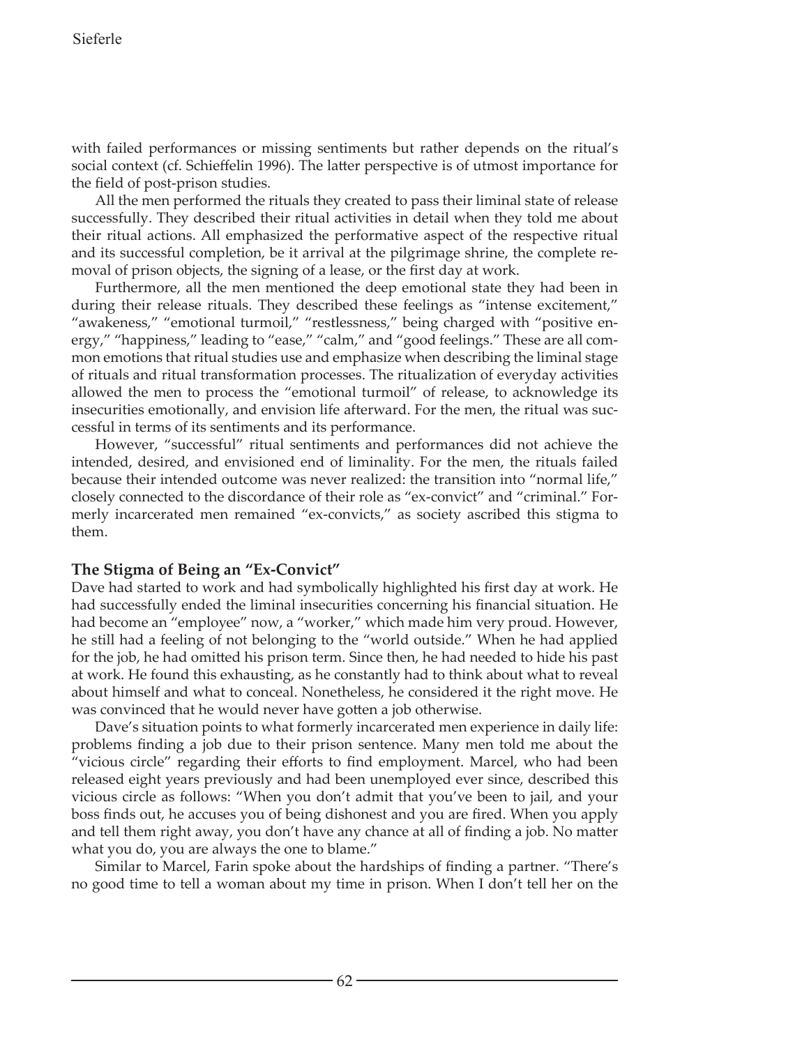with failed performances or missing sentiments but rather depends on the ritual's social context (cf. Schieffelin 1996). The latter perspective is of utmost importance for the field of post-prison studies.

All the men performed the rituals they created to pass their liminal state of release successfully. They described their ritual activities in detail when they told me about their ritual actions. All emphasized the performative aspect of the respective ritual and its successful completion, be it arrival at the pilgrimage shrine, the complete removal of prison objects, the signing of a lease, or the first day at work.

Furthermore, all the men mentioned the deep emotional state they had been in during their release rituals. They described these feelings as "intense excitement," "awakeness," "emotional turmoil," "restlessness," being charged with "positive energy," "happiness," leading to "ease," "calm," and "good feelings." These are all common emotions that ritual studies use and emphasize when describing the liminal stage of rituals and ritual transformation processes. The ritualization of everyday activities allowed the men to process the "emotional turmoil" of release, to acknowledge its insecurities emotionally, and envision life afterward. For the men, the ritual was successful in terms of its sentiments and its performance.

However, "successful" ritual sentiments and performances did not achieve the intended, desired, and envisioned end of liminality. For the men, the rituals failed because their intended outcome was never realized: the transition into "normal life," closely connected to the discordance of their role as "ex-convict" and "criminal." Formerly incarcerated men remained "ex-convicts," as society ascribed this stigma to them.

## The Stigma of Being an "Ex-Convict"

Dave had started to work and had symbolically highlighted his first day at work. He had successfully ended the liminal insecurities concerning his financial situation. He had become an "employee" now, a "worker," which made him very proud. However, he still had a feeling of not belonging to the "world outside." When he had applied for the job, he had omitted his prison term. Since then, he had needed to hide his past at work. He found this exhausting, as he constantly had to think about what to reveal about himself and what to conceal. Nonetheless, he considered it the right move. He was convinced that he would never have gotten a job otherwise.

Dave's situation points to what formerly incarcerated men experience in daily life: problems finding a job due to their prison sentence. Many men told me about the "vicious circle" regarding their efforts to find employment. Marcel, who had been released eight years previously and had been unemployed ever since, described this vicious circle as follows: "When you don't admit that you've been to jail, and your boss finds out, he accuses you of being dishonest and you are fired. When you apply and tell them right away, you don't have any chance at all of finding a job. No matter what you do, you are always the one to blame."

Similar to Marcel, Farin spoke about the hardships of finding a partner. "There's no good time to tell a woman about my time in prison. When I don't tell her on the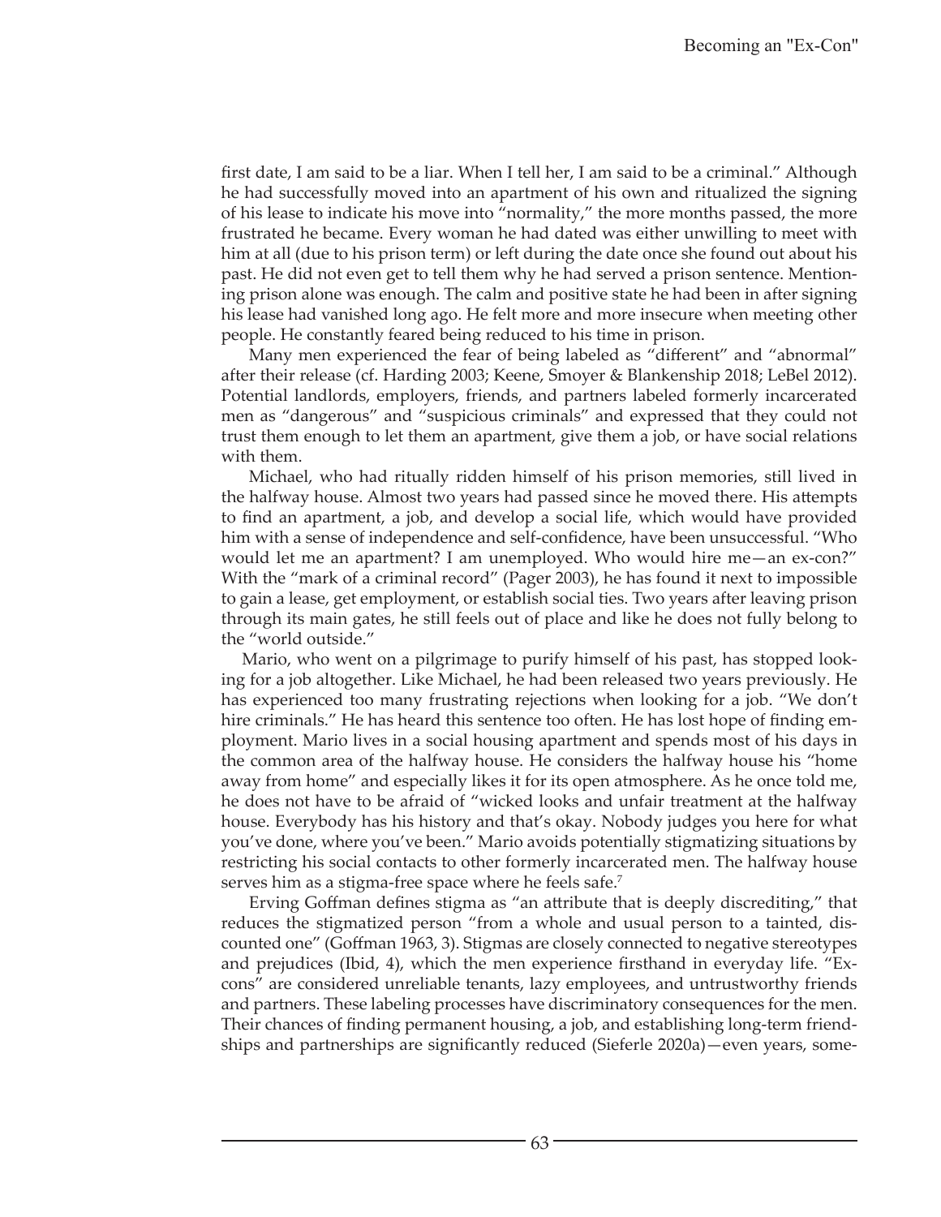first date, I am said to be a liar. When I tell her, I am said to be a criminal." Although he had successfully moved into an apartment of his own and ritualized the signing of his lease to indicate his move into "normality," the more months passed, the more frustrated he became. Every woman he had dated was either unwilling to meet with him at all (due to his prison term) or left during the date once she found out about his past. He did not even get to tell them why he had served a prison sentence. Mentioning prison alone was enough. The calm and positive state he had been in after signing his lease had vanished long ago. He felt more and more insecure when meeting other people. He constantly feared being reduced to his time in prison.

Many men experienced the fear of being labeled as "different" and "abnormal" after their release (cf. Harding 2003; Keene, Smoyer & Blankenship 2018; LeBel 2012). Potential landlords, employers, friends, and partners labeled formerly incarcerated men as "dangerous" and "suspicious criminals" and expressed that they could not trust them enough to let them an apartment, give them a job, or have social relations with them.

Michael, who had ritually ridden himself of his prison memories, still lived in the halfway house. Almost two years had passed since he moved there. His attempts to find an apartment, a job, and develop a social life, which would have provided him with a sense of independence and self-confidence, have been unsuccessful. "Who would let me an apartment? I am unemployed. Who would hire me—an ex-con?" With the "mark of a criminal record" (Pager 2003), he has found it next to impossible to gain a lease, get employment, or establish social ties. Two years after leaving prison through its main gates, he still feels out of place and like he does not fully belong to the "world outside."

Mario, who went on a pilgrimage to purify himself of his past, has stopped looking for a job altogether. Like Michael, he had been released two years previously. He has experienced too many frustrating rejections when looking for a job. "We don't hire criminals." He has heard this sentence too often. He has lost hope of finding employment. Mario lives in a social housing apartment and spends most of his days in the common area of the halfway house. He considers the halfway house his "home away from home" and especially likes it for its open atmosphere. As he once told me, he does not have to be afraid of "wicked looks and unfair treatment at the halfway house. Everybody has his history and that's okay. Nobody judges you here for what you've done, where you've been." Mario avoids potentially stigmatizing situations by restricting his social contacts to other formerly incarcerated men. The halfway house serves him as a stigma-free space where he feels safe.[7]

Erving Goffman defines stigma as "an attribute that is deeply discrediting," that reduces the stigmatized person "from a whole and usual person to a tainted, discounted one" (Goffman 1963, 3). Stigmas are closely connected to negative stereotypes and prejudices (Ibid, 4), which the men experience firsthand in everyday life. "Ex-cons" are considered unreliable tenants, lazy employees, and untrustworthy friends and partners. These labeling processes have discriminatory consequences for the men. Their chances of finding permanent housing, a job, and establishing long-term friendships and partnerships are significantly reduced (Sieferle 2020a)—even years, some-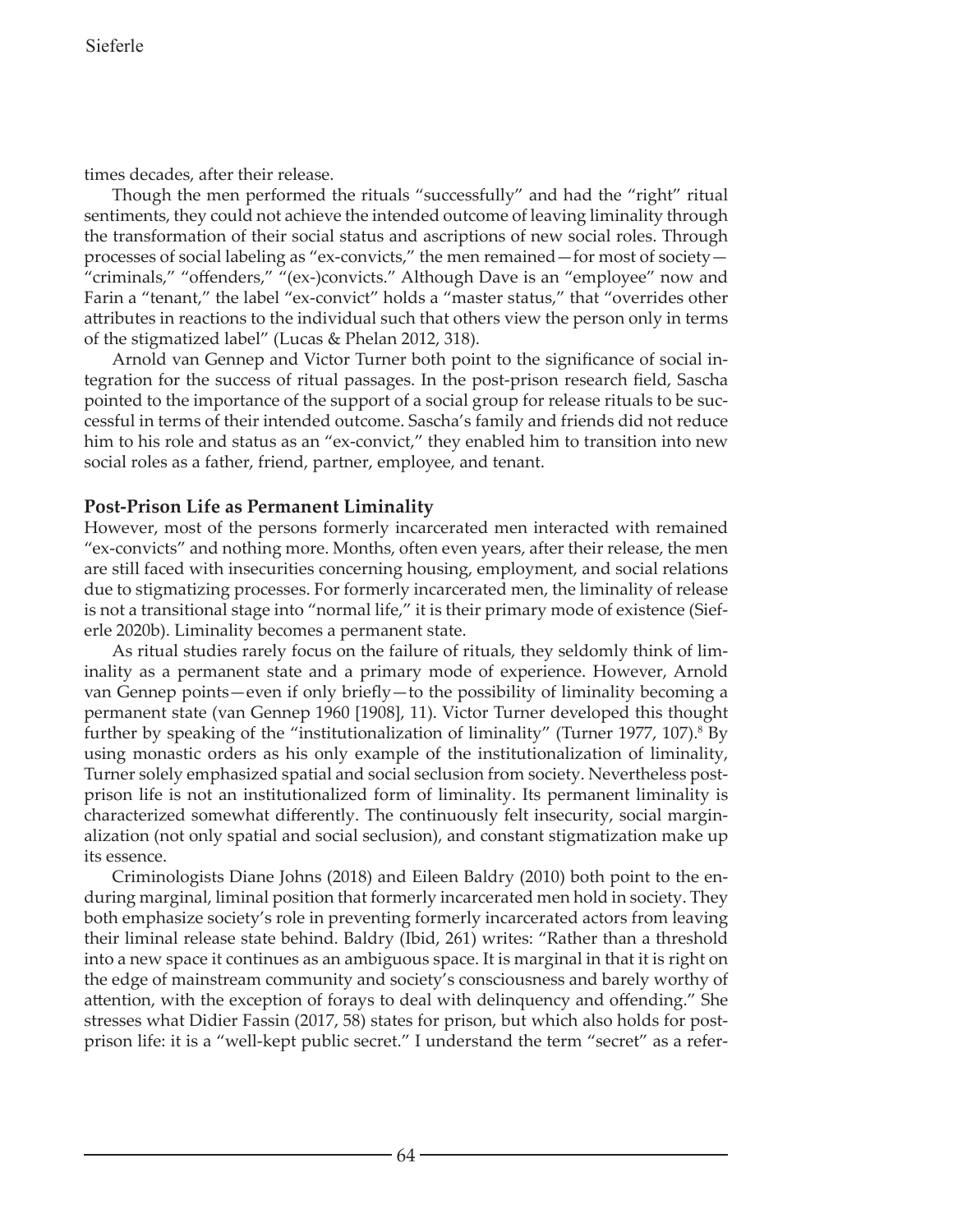times decades, after their release.

Though the men performed the rituals "successfully" and had the "right" ritual sentiments, they could not achieve the intended outcome of leaving liminality through the transformation of their social status and ascriptions of new social roles. Through processes of social labeling as "ex-convicts," the men remained—for most of society—"criminals," "offenders," "(ex-)convicts." Although Dave is an "employee" now and Farin a "tenant," the label "ex-convict" holds a "master status," that "overrides other attributes in reactions to the individual such that others view the person only in terms of the stigmatized label" (Lucas & Phelan 2012, 318).

Arnold van Gennep and Victor Turner both point to the significance of social integration for the success of ritual passages. In the post-prison research field, Sascha pointed to the importance of the support of a social group for release rituals to be successful in terms of their intended outcome. Sascha's family and friends did not reduce him to his role and status as an "ex-convict," they enabled him to transition into new social roles as a father, friend, partner, employee, and tenant.

## Post-Prison Life as Permanent Liminality

However, most of the persons formerly incarcerated men interacted with remained "ex-convicts" and nothing more. Months, often even years, after their release, the men are still faced with insecurities concerning housing, employment, and social relations due to stigmatizing processes. For formerly incarcerated men, the liminality of release is not a transitional stage into "normal life," it is their primary mode of existence (Sieferle 2020b). Liminality becomes a permanent state.

As ritual studies rarely focus on the failure of rituals, they seldomly think of liminality as a permanent state and a primary mode of experience. However, Arnold van Gennep points—even if only briefly—to the possibility of liminality becoming a permanent state (van Gennep 1960 [1908], 11). Victor Turner developed this thought further by speaking of the "institutionalization of liminality" (Turner 1977, 107).[8] By using monastic orders as his only example of the institutionalization of liminality, Turner solely emphasized spatial and social seclusion from society. Nevertheless post-prison life is not an institutionalized form of liminality. Its permanent liminality is characterized somewhat differently. The continuously felt insecurity, social marginalization (not only spatial and social seclusion), and constant stigmatization make up its essence.

Criminologists Diane Johns (2018) and Eileen Baldry (2010) both point to the enduring marginal, liminal position that formerly incarcerated men hold in society. They both emphasize society's role in preventing formerly incarcerated actors from leaving their liminal release state behind. Baldry (Ibid, 261) writes: "Rather than a threshold into a new space it continues as an ambiguous space. It is marginal in that it is right on the edge of mainstream community and society's consciousness and barely worthy of attention, with the exception of forays to deal with delinquency and offending." She stresses what Didier Fassin (2017, 58) states for prison, but which also holds for post-prison life: it is a "well-kept public secret." I understand the term "secret" as a refer-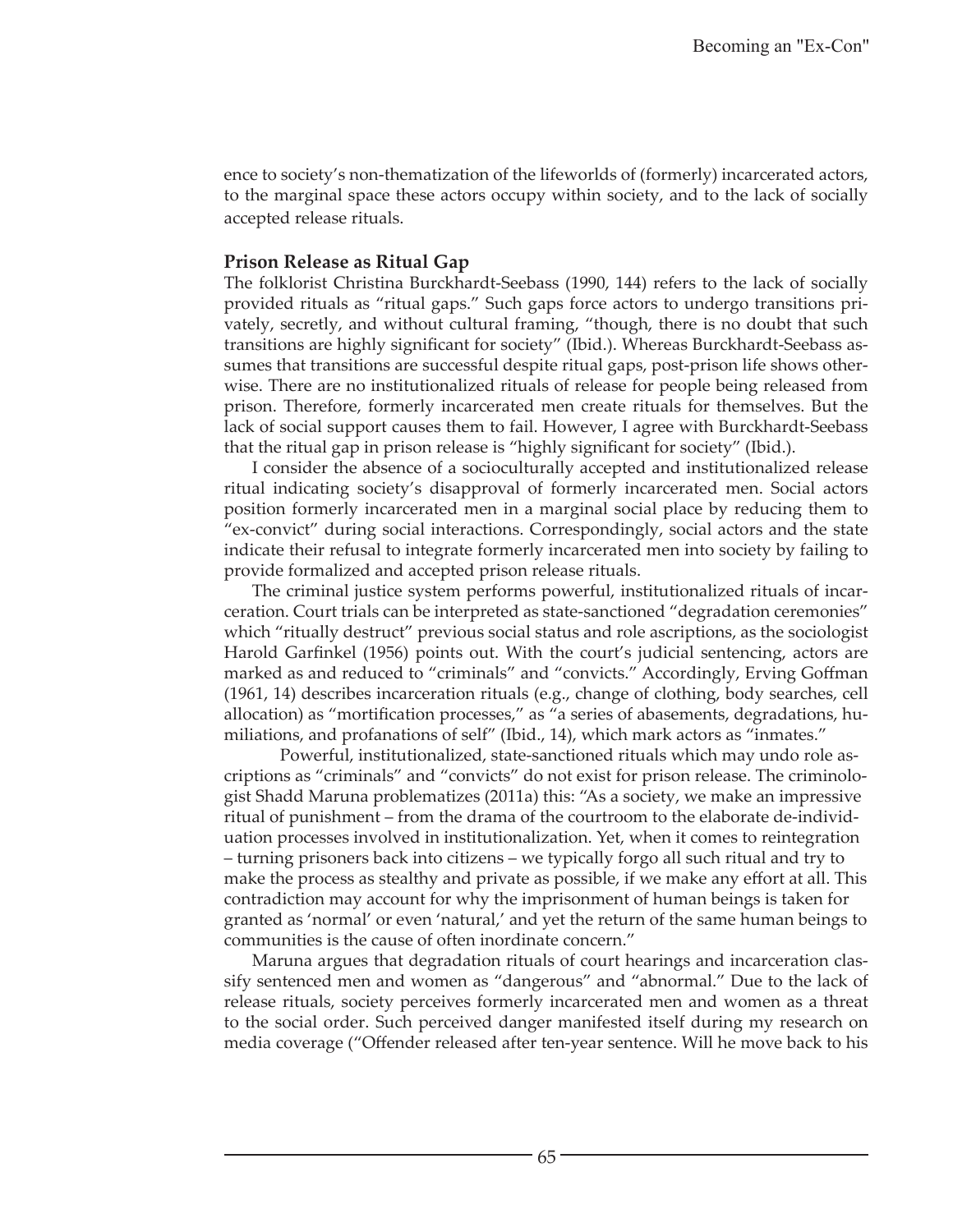ence to society's non-thematization of the lifeworlds of (formerly) incarcerated actors, to the marginal space these actors occupy within society, and to the lack of socially accepted release rituals.

### Prison Release as Ritual Gap

The folklorist Christina Burckhardt-Seebass (1990, 144) refers to the lack of socially provided rituals as "ritual gaps." Such gaps force actors to undergo transitions privately, secretly, and without cultural framing, "though, there is no doubt that such transitions are highly significant for society" (Ibid.). Whereas Burckhardt-Seebass assumes that transitions are successful despite ritual gaps, post-prison life shows otherwise. There are no institutionalized rituals of release for people being released from prison. Therefore, formerly incarcerated men create rituals for themselves. But the lack of social support causes them to fail. However, I agree with Burckhardt-Seebass that the ritual gap in prison release is "highly significant for society" (Ibid.).

I consider the absence of a socioculturally accepted and institutionalized release ritual indicating society's disapproval of formerly incarcerated men. Social actors position formerly incarcerated men in a marginal social place by reducing them to "ex-convict" during social interactions. Correspondingly, social actors and the state indicate their refusal to integrate formerly incarcerated men into society by failing to provide formalized and accepted prison release rituals.

The criminal justice system performs powerful, institutionalized rituals of incarceration. Court trials can be interpreted as state-sanctioned "degradation ceremonies" which "ritually destruct" previous social status and role ascriptions, as the sociologist Harold Garfinkel (1956) points out. With the court's judicial sentencing, actors are marked as and reduced to "criminals" and "convicts." Accordingly, Erving Goffman (1961, 14) describes incarceration rituals (e.g., change of clothing, body searches, cell allocation) as "mortification processes," as "a series of abasements, degradations, humiliations, and profanations of self" (Ibid., 14), which mark actors as "inmates."

Powerful, institutionalized, state-sanctioned rituals which may undo role ascriptions as "criminals" and "convicts" do not exist for prison release. The criminologist Shadd Maruna problematizes (2011a) this: "As a society, we make an impressive ritual of punishment – from the drama of the courtroom to the elaborate de-individuation processes involved in institutionalization. Yet, when it comes to reintegration – turning prisoners back into citizens – we typically forgo all such ritual and try to make the process as stealthy and private as possible, if we make any effort at all. This contradiction may account for why the imprisonment of human beings is taken for granted as 'normal' or even 'natural,' and yet the return of the same human beings to communities is the cause of often inordinate concern."

Maruna argues that degradation rituals of court hearings and incarceration classify sentenced men and women as "dangerous" and "abnormal." Due to the lack of release rituals, society perceives formerly incarcerated men and women as a threat to the social order. Such perceived danger manifested itself during my research on media coverage ("Offender released after ten-year sentence. Will he move back to his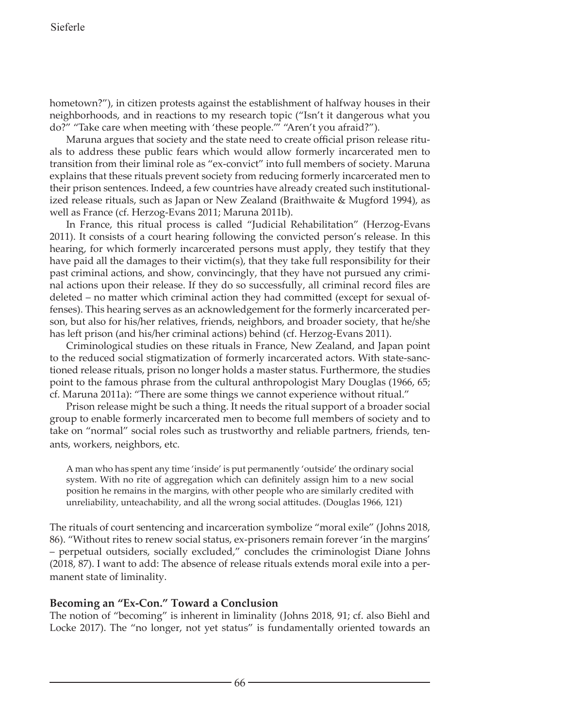hometown?"), in citizen protests against the establishment of halfway houses in their neighborhoods, and in reactions to my research topic ("Isn't it dangerous what you do?" "Take care when meeting with 'these people.'" "Aren't you afraid?").

Maruna argues that society and the state need to create official prison release rituals to address these public fears which would allow formerly incarcerated men to transition from their liminal role as "ex-convict" into full members of society. Maruna explains that these rituals prevent society from reducing formerly incarcerated men to their prison sentences. Indeed, a few countries have already created such institutionalized release rituals, such as Japan or New Zealand (Braithwaite & Mugford 1994), as well as France (cf. Herzog-Evans 2011; Maruna 2011b).

In France, this ritual process is called "Judicial Rehabilitation" (Herzog-Evans 2011). It consists of a court hearing following the convicted person's release. In this hearing, for which formerly incarcerated persons must apply, they testify that they have paid all the damages to their victim(s), that they take full responsibility for their past criminal actions, and show, convincingly, that they have not pursued any criminal actions upon their release. If they do so successfully, all criminal record files are deleted – no matter which criminal action they had committed (except for sexual offenses). This hearing serves as an acknowledgement for the formerly incarcerated person, but also for his/her relatives, friends, neighbors, and broader society, that he/she has left prison (and his/her criminal actions) behind (cf. Herzog-Evans 2011).

Criminological studies on these rituals in France, New Zealand, and Japan point to the reduced social stigmatization of formerly incarcerated actors. With state-sanctioned release rituals, prison no longer holds a master status. Furthermore, the studies point to the famous phrase from the cultural anthropologist Mary Douglas (1966, 65; cf. Maruna 2011a): "There are some things we cannot experience without ritual."

Prison release might be such a thing. It needs the ritual support of a broader social group to enable formerly incarcerated men to become full members of society and to take on "normal" social roles such as trustworthy and reliable partners, friends, tenants, workers, neighbors, etc.

> A man who has spent any time 'inside' is put permanently 'outside' the ordinary social system. With no rite of aggregation which can definitely assign him to a new social position he remains in the margins, with other people who are similarly credited with unreliability, unteachability, and all the wrong social attitudes. (Douglas 1966, 121)

The rituals of court sentencing and incarceration symbolize "moral exile" (Johns 2018, 86). "Without rites to renew social status, ex-prisoners remain forever 'in the margins' – perpetual outsiders, socially excluded," concludes the criminologist Diane Johns (2018, 87). I want to add: The absence of release rituals extends moral exile into a permanent state of liminality.

## Becoming an "Ex-Con." Toward a Conclusion

The notion of "becoming" is inherent in liminality (Johns 2018, 91; cf. also Biehl and Locke 2017). The "no longer, not yet status" is fundamentally oriented towards an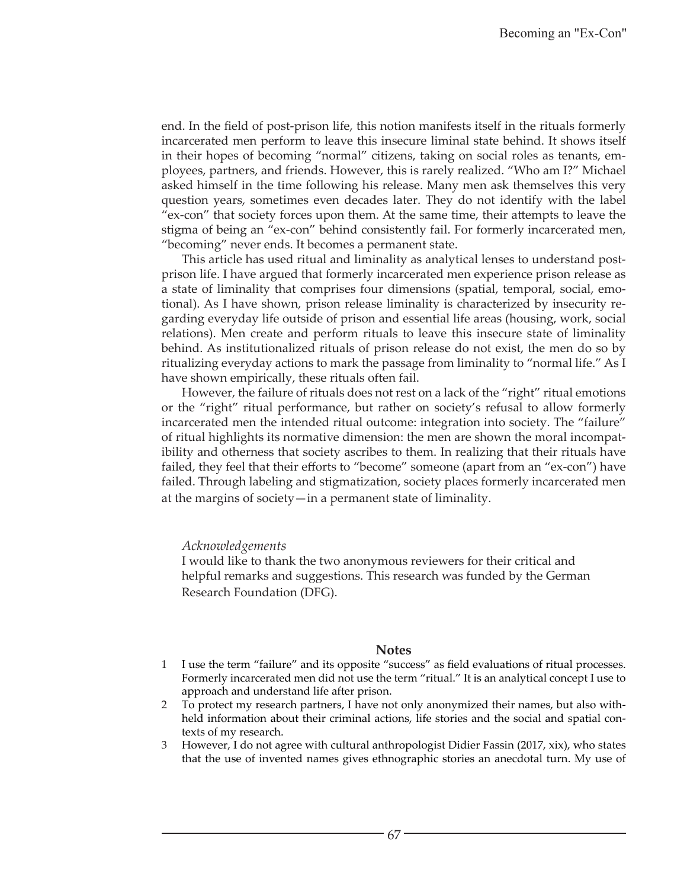end. In the field of post-prison life, this notion manifests itself in the rituals formerly incarcerated men perform to leave this insecure liminal state behind. It shows itself in their hopes of becoming "normal" citizens, taking on social roles as tenants, employees, partners, and friends. However, this is rarely realized. "Who am I?" Michael asked himself in the time following his release. Many men ask themselves this very question years, sometimes even decades later. They do not identify with the label "ex-con" that society forces upon them. At the same time, their attempts to leave the stigma of being an "ex-con" behind consistently fail. For formerly incarcerated men, "becoming" never ends. It becomes a permanent state.

This article has used ritual and liminality as analytical lenses to understand post-prison life. I have argued that formerly incarcerated men experience prison release as a state of liminality that comprises four dimensions (spatial, temporal, social, emotional). As I have shown, prison release liminality is characterized by insecurity regarding everyday life outside of prison and essential life areas (housing, work, social relations). Men create and perform rituals to leave this insecure state of liminality behind. As institutionalized rituals of prison release do not exist, the men do so by ritualizing everyday actions to mark the passage from liminality to "normal life." As I have shown empirically, these rituals often fail.

However, the failure of rituals does not rest on a lack of the "right" ritual emotions or the "right" ritual performance, but rather on society's refusal to allow formerly incarcerated men the intended ritual outcome: integration into society. The "failure" of ritual highlights its normative dimension: the men are shown the moral incompatibility and otherness that society ascribes to them. In realizing that their rituals have failed, they feel that their efforts to "become" someone (apart from an "ex-con") have failed. Through labeling and stigmatization, society places formerly incarcerated men at the margins of society—in a permanent state of liminality.

*Acknowledgements*

I would like to thank the two anonymous reviewers for their critical and helpful remarks and suggestions. This research was funded by the German Research Foundation (DFG).

## Notes

1. I use the term "failure" and its opposite "success" as field evaluations of ritual processes. Formerly incarcerated men did not use the term "ritual." It is an analytical concept I use to approach and understand life after prison.
2. To protect my research partners, I have not only anonymized their names, but also withheld information about their criminal actions, life stories and the social and spatial contexts of my research.
3. However, I do not agree with cultural anthropologist Didier Fassin (2017, xix), who states that the use of invented names gives ethnographic stories an anecdotal turn. My use of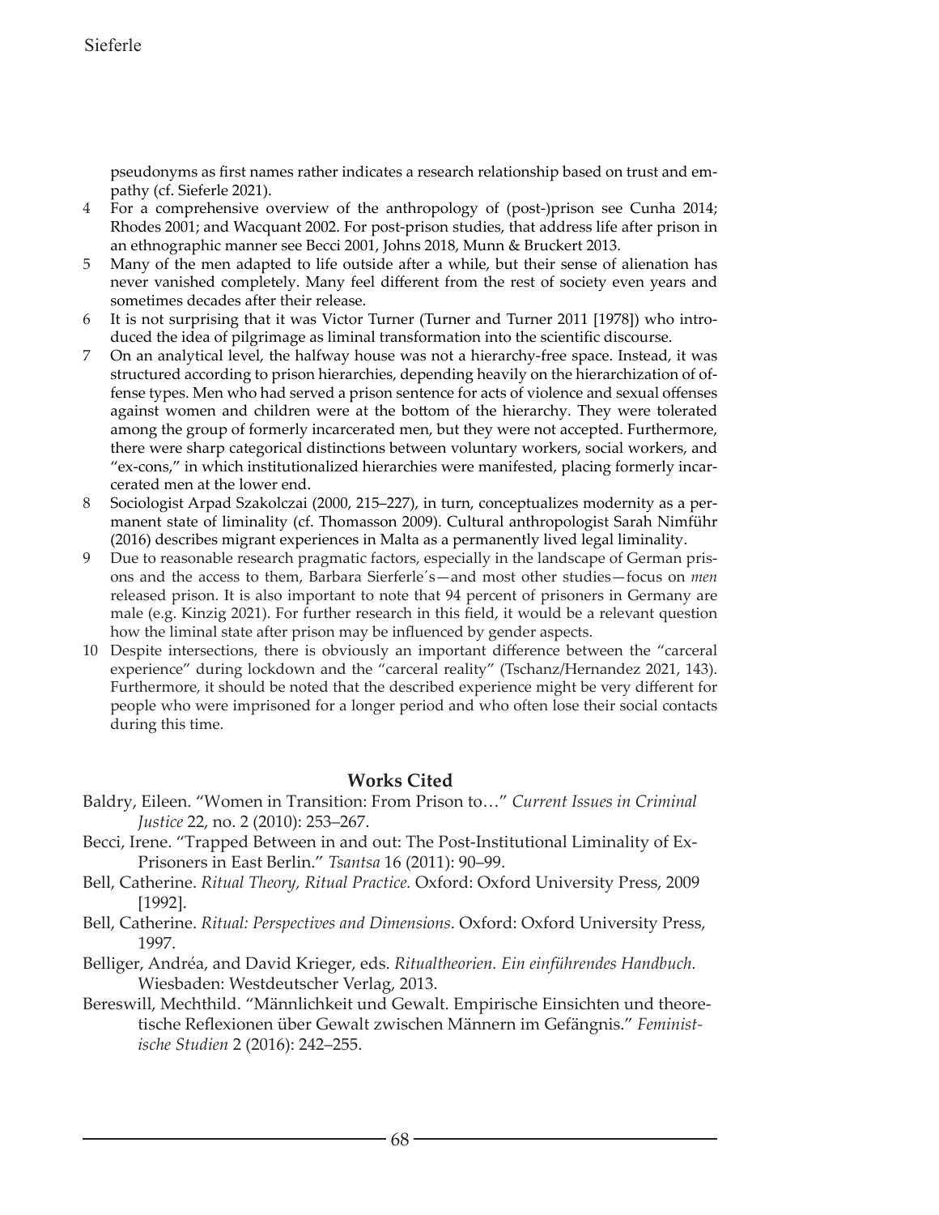pseudonyms as first names rather indicates a research relationship based on trust and empathy (cf. Sieferle 2021).

4 For a comprehensive overview of the anthropology of (post-)prison see Cunha 2014; Rhodes 2001; and Wacquant 2002. For post-prison studies, that address life after prison in an ethnographic manner see Becci 2001, Johns 2018, Munn & Bruckert 2013.

5 Many of the men adapted to life outside after a while, but their sense of alienation has never vanished completely. Many feel different from the rest of society even years and sometimes decades after their release.

6 It is not surprising that it was Victor Turner (Turner and Turner 2011 [1978]) who introduced the idea of pilgrimage as liminal transformation into the scientific discourse.

7 On an analytical level, the halfway house was not a hierarchy-free space. Instead, it was structured according to prison hierarchies, depending heavily on the hierarchization of offense types. Men who had served a prison sentence for acts of violence and sexual offenses against women and children were at the bottom of the hierarchy. They were tolerated among the group of formerly incarcerated men, but they were not accepted. Furthermore, there were sharp categorical distinctions between voluntary workers, social workers, and "ex-cons," in which institutionalized hierarchies were manifested, placing formerly incarcerated men at the lower end.

8 Sociologist Arpad Szakolczai (2000, 215–227), in turn, conceptualizes modernity as a permanent state of liminality (cf. Thomasson 2009). Cultural anthropologist Sarah Nimführ (2016) describes migrant experiences in Malta as a permanently lived legal liminality.

9 Due to reasonable research pragmatic factors, especially in the landscape of German prisons and the access to them, Barbara Sierferle´s—and most other studies—focus on *men* released prison. It is also important to note that 94 percent of prisoners in Germany are male (e.g. Kinzig 2021). For further research in this field, it would be a relevant question how the liminal state after prison may be influenced by gender aspects.

10 Despite intersections, there is obviously an important difference between the "carceral experience" during lockdown and the "carceral reality" (Tschanz/Hernandez 2021, 143). Furthermore, it should be noted that the described experience might be very different for people who were imprisoned for a longer period and who often lose their social contacts during this time.

## Works Cited

Baldry, Eileen. "Women in Transition: From Prison to…" *Current Issues in Criminal Justice* 22, no. 2 (2010): 253–267.

Becci, Irene. "Trapped Between in and out: The Post-Institutional Liminality of Ex-Prisoners in East Berlin." *Tsantsa* 16 (2011): 90–99.

Bell, Catherine. *Ritual Theory, Ritual Practice.* Oxford: Oxford University Press, 2009 [1992].

Bell, Catherine. *Ritual: Perspectives and Dimensions*. Oxford: Oxford University Press, 1997.

Belliger, Andréa, and David Krieger, eds. *Ritualtheorien. Ein einführendes Handbuch.* Wiesbaden: Westdeutscher Verlag, 2013.

Bereswill, Mechthild. "Männlichkeit und Gewalt. Empirische Einsichten und theoretische Reflexionen über Gewalt zwischen Männern im Gefängnis." *Feministische Studien* 2 (2016): 242–255.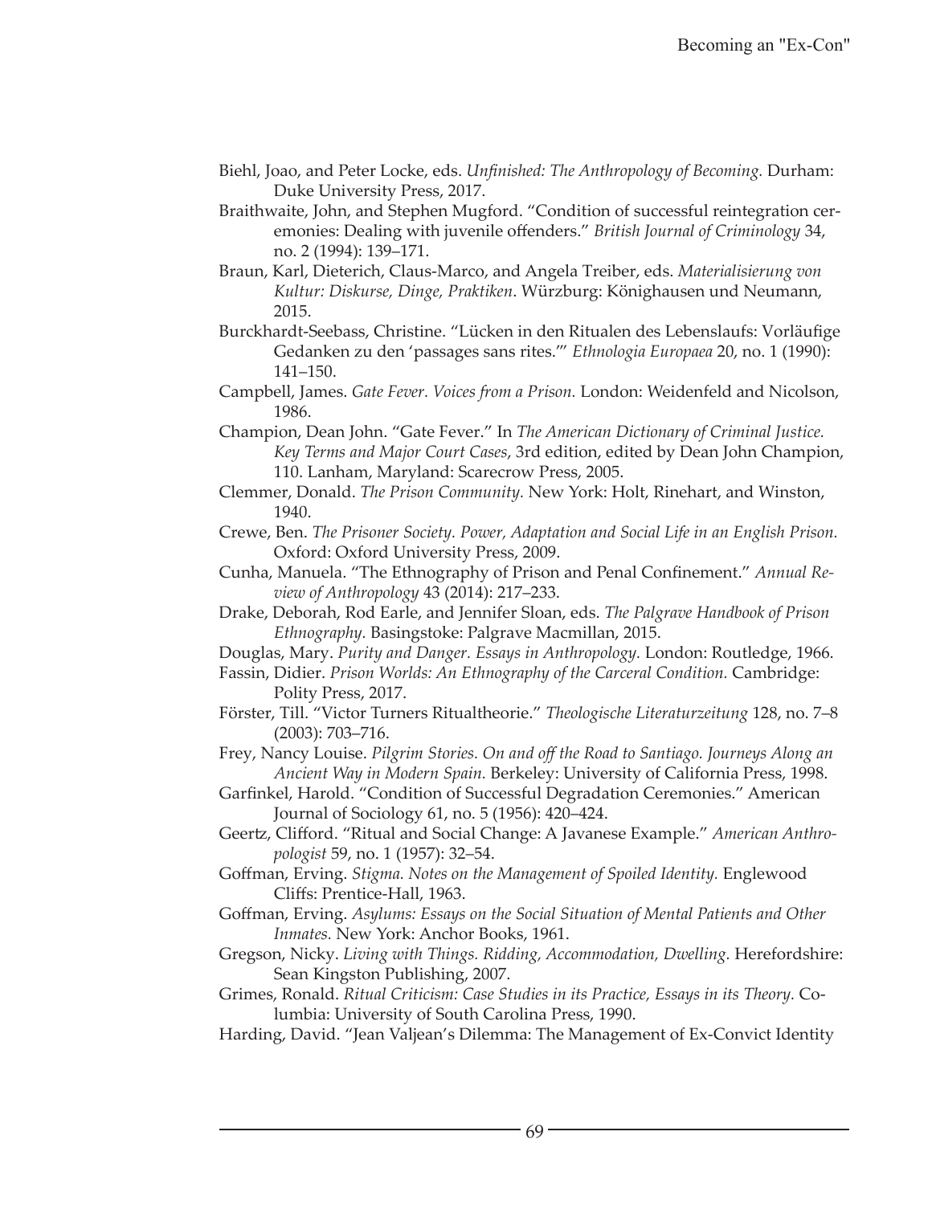Biehl, Joao, and Peter Locke, eds. *Unfinished: The Anthropology of Becoming.* Durham: Duke University Press, 2017.

Braithwaite, John, and Stephen Mugford. "Condition of successful reintegration ceremonies: Dealing with juvenile offenders." *British Journal of Criminology* 34, no. 2 (1994): 139–171.

Braun, Karl, Dieterich, Claus-Marco, and Angela Treiber, eds. *Materialisierung von Kultur: Diskurse, Dinge, Praktiken*. Würzburg: Könighausen und Neumann, 2015.

Burckhardt-Seebass, Christine. "Lücken in den Ritualen des Lebenslaufs: Vorläufige Gedanken zu den 'passages sans rites.'" *Ethnologia Europaea* 20, no. 1 (1990): 141–150.

Campbell, James. *Gate Fever. Voices from a Prison.* London: Weidenfeld and Nicolson, 1986.

Champion, Dean John. "Gate Fever." In *The American Dictionary of Criminal Justice. Key Terms and Major Court Cases*, 3rd edition, edited by Dean John Champion, 110. Lanham, Maryland: Scarecrow Press, 2005.

Clemmer, Donald. *The Prison Community.* New York: Holt, Rinehart, and Winston, 1940.

Crewe, Ben. *The Prisoner Society. Power, Adaptation and Social Life in an English Prison.* Oxford: Oxford University Press, 2009.

Cunha, Manuela. "The Ethnography of Prison and Penal Confinement." *Annual Review of Anthropology* 43 (2014): 217–233.

Drake, Deborah, Rod Earle, and Jennifer Sloan, eds. *The Palgrave Handbook of Prison Ethnography.* Basingstoke: Palgrave Macmillan, 2015.

Douglas, Mary. *Purity and Danger. Essays in Anthropology.* London: Routledge, 1966.

Fassin, Didier. *Prison Worlds: An Ethnography of the Carceral Condition.* Cambridge: Polity Press, 2017.

Förster, Till. "Victor Turners Ritualtheorie." *Theologische Literaturzeitung* 128, no. 7–8 (2003): 703–716.

Frey, Nancy Louise. *Pilgrim Stories. On and off the Road to Santiago. Journeys Along an Ancient Way in Modern Spain.* Berkeley: University of California Press, 1998.

Garfinkel, Harold. "Condition of Successful Degradation Ceremonies." American Journal of Sociology 61, no. 5 (1956): 420–424.

Geertz, Clifford. "Ritual and Social Change: A Javanese Example." *American Anthropologist* 59, no. 1 (1957): 32–54.

Goffman, Erving. *Stigma. Notes on the Management of Spoiled Identity.* Englewood Cliffs: Prentice-Hall, 1963.

Goffman, Erving. *Asylums: Essays on the Social Situation of Mental Patients and Other Inmates.* New York: Anchor Books, 1961.

Gregson, Nicky. *Living with Things. Ridding, Accommodation, Dwelling.* Herefordshire: Sean Kingston Publishing, 2007.

Grimes, Ronald. *Ritual Criticism: Case Studies in its Practice, Essays in its Theory.* Columbia: University of South Carolina Press, 1990.

Harding, David. "Jean Valjean's Dilemma: The Management of Ex-Convict Identity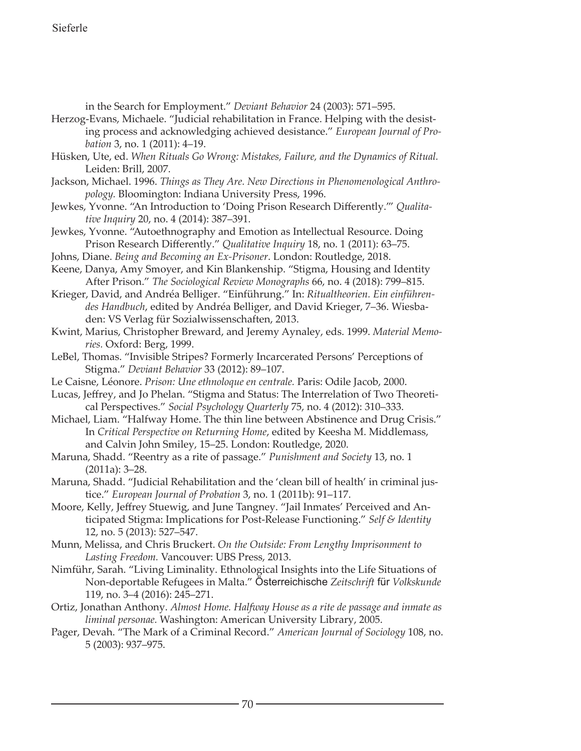in the Search for Employment." *Deviant Behavior* 24 (2003): 571–595.

Herzog-Evans, Michaele. "Judicial rehabilitation in France. Helping with the desisting process and acknowledging achieved desistance." *European Journal of Probation* 3, no. 1 (2011): 4–19.

Hüsken, Ute, ed. *When Rituals Go Wrong: Mistakes, Failure, and the Dynamics of Ritual.* Leiden: Brill, 2007.

Jackson, Michael. 1996. *Things as They Are. New Directions in Phenomenological Anthropology.* Bloomington: Indiana University Press, 1996.

Jewkes, Yvonne. "An Introduction to 'Doing Prison Research Differently.'" *Qualitative Inquiry* 20, no. 4 (2014): 387–391.

Jewkes, Yvonne. "Autoethnography and Emotion as Intellectual Resource. Doing Prison Research Differently." *Qualitative Inquiry* 18, no. 1 (2011): 63–75.

Johns, Diane. *Being and Becoming an Ex-Prisoner*. London: Routledge, 2018.

Keene, Danya, Amy Smoyer, and Kin Blankenship. "Stigma, Housing and Identity After Prison." *The Sociological Review Monographs* 66, no. 4 (2018): 799–815.

Krieger, David, and Andréa Belliger. "Einführung." In: *Ritualtheorien. Ein einführendes Handbuch*, edited by Andréa Belliger, and David Krieger, 7–36. Wiesbaden: VS Verlag für Sozialwissenschaften, 2013.

Kwint, Marius, Christopher Breward, and Jeremy Aynaley, eds. 1999. *Material Memories.* Oxford: Berg, 1999.

LeBel, Thomas. "Invisible Stripes? Formerly Incarcerated Persons' Perceptions of Stigma." *Deviant Behavior* 33 (2012): 89–107.

Le Caisne, Léonore. *Prison: Une ethnoloque en centrale.* Paris: Odile Jacob, 2000.

Lucas, Jeffrey, and Jo Phelan. "Stigma and Status: The Interrelation of Two Theoretical Perspectives." *Social Psychology Quarterly* 75, no. 4 (2012): 310–333.

Michael, Liam. "Halfway Home. The thin line between Abstinence and Drug Crisis." In *Critical Perspective on Returning Home*, edited by Keesha M. Middlemass, and Calvin John Smiley, 15–25. London: Routledge, 2020.

Maruna, Shadd. "Reentry as a rite of passage." *Punishment and Society* 13, no. 1 (2011a): 3–28.

Maruna, Shadd. "Judicial Rehabilitation and the 'clean bill of health' in criminal justice." *European Journal of Probation* 3, no. 1 (2011b): 91–117.

Moore, Kelly, Jeffrey Stuewig, and June Tangney. "Jail Inmates' Perceived and Anticipated Stigma: Implications for Post-Release Functioning." *Self & Identity* 12, no. 5 (2013): 527–547.

Munn, Melissa, and Chris Bruckert. *On the Outside: From Lengthy Imprisonment to Lasting Freedom.* Vancouver: UBS Press, 2013.

Nimführ, Sarah. "Living Liminality. Ethnological Insights into the Life Situations of Non-deportable Refugees in Malta." *Österreichische Zeitschrift für Volkskunde* 119, no. 3–4 (2016): 245–271.

Ortiz, Jonathan Anthony. *Almost Home. Halfway House as a rite de passage and inmate as liminal personae.* Washington: American University Library, 2005.

Pager, Devah. "The Mark of a Criminal Record." *American Journal of Sociology* 108, no. 5 (2003): 937–975.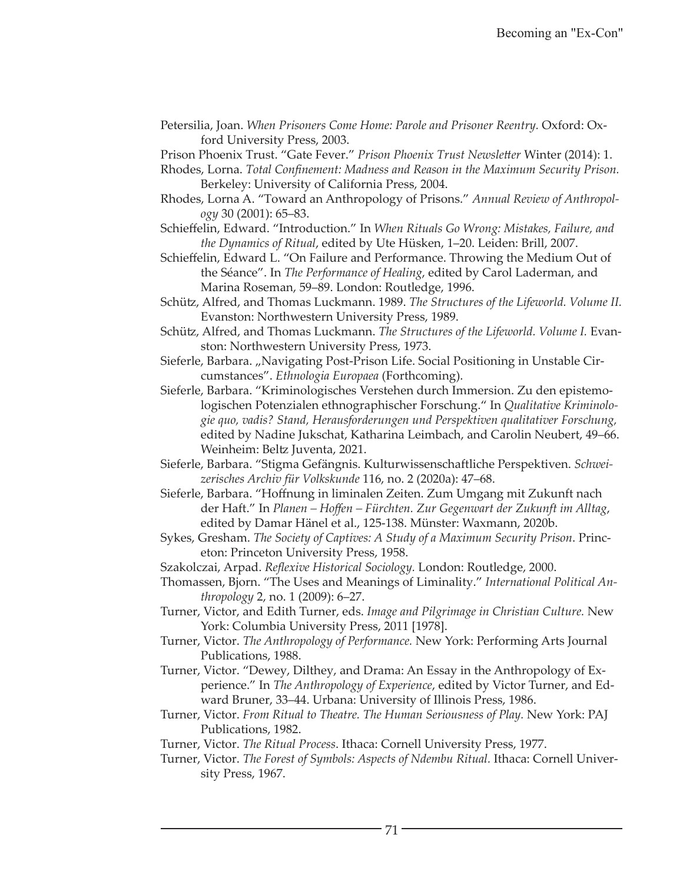Petersilia, Joan. *When Prisoners Come Home: Parole and Prisoner Reentry.* Oxford: Oxford University Press, 2003.

Prison Phoenix Trust. "Gate Fever." *Prison Phoenix Trust Newsletter* Winter (2014): 1.

Rhodes, Lorna. *Total Confinement: Madness and Reason in the Maximum Security Prison.* Berkeley: University of California Press, 2004.

Rhodes, Lorna A. "Toward an Anthropology of Prisons." *Annual Review of Anthropology* 30 (2001): 65–83.

Schieffelin, Edward. "Introduction." In *When Rituals Go Wrong: Mistakes, Failure, and the Dynamics of Ritual*, edited by Ute Hüsken, 1–20. Leiden: Brill, 2007.

Schieffelin, Edward L. "On Failure and Performance. Throwing the Medium Out of the Séance". In *The Performance of Healing*, edited by Carol Laderman, and Marina Roseman, 59–89. London: Routledge, 1996.

Schütz, Alfred, and Thomas Luckmann. 1989. *The Structures of the Lifeworld. Volume II.* Evanston: Northwestern University Press, 1989.

Schütz, Alfred, and Thomas Luckmann. *The Structures of the Lifeworld. Volume I.* Evanston: Northwestern University Press, 1973.

Sieferle, Barbara. „Navigating Post-Prison Life. Social Positioning in Unstable Circumstances". *Ethnologia Europaea* (Forthcoming).

Sieferle, Barbara. "Kriminologisches Verstehen durch Immersion. Zu den epistemologischen Potenzialen ethnographischer Forschung." In *Qualitative Kriminologie quo, vadis? Stand, Herausforderungen und Perspektiven qualitativer Forschung,* edited by Nadine Jukschat, Katharina Leimbach, and Carolin Neubert, 49–66. Weinheim: Beltz Juventa, 2021.

Sieferle, Barbara. "Stigma Gefängnis. Kulturwissenschaftliche Perspektiven. *Schweizerisches Archiv für Volkskunde* 116, no. 2 (2020a): 47–68.

Sieferle, Barbara. "Hoffnung in liminalen Zeiten. Zum Umgang mit Zukunft nach der Haft." In *Planen – Hoffen – Fürchten. Zur Gegenwart der Zukunft im Alltag*, edited by Damar Hänel et al., 125-138. Münster: Waxmann, 2020b.

Sykes, Gresham. *The Society of Captives: A Study of a Maximum Security Prison*. Princeton: Princeton University Press, 1958.

Szakolczai, Arpad. *Reflexive Historical Sociology.* London: Routledge, 2000.

Thomassen, Bjorn. "The Uses and Meanings of Liminality." *International Political Anthropology* 2, no. 1 (2009): 6–27.

Turner, Victor, and Edith Turner, eds. *Image and Pilgrimage in Christian Culture.* New York: Columbia University Press, 2011 [1978].

Turner, Victor. *The Anthropology of Performance.* New York: Performing Arts Journal Publications, 1988.

Turner, Victor. "Dewey, Dilthey, and Drama: An Essay in the Anthropology of Experience." In *The Anthropology of Experience*, edited by Victor Turner, and Edward Bruner, 33–44. Urbana: University of Illinois Press, 1986.

Turner, Victor. *From Ritual to Theatre. The Human Seriousness of Play*. New York: PAJ Publications, 1982.

Turner, Victor. *The Ritual Process*. Ithaca: Cornell University Press, 1977.

Turner, Victor. *The Forest of Symbols: Aspects of Ndembu Ritual.* Ithaca: Cornell University Press, 1967.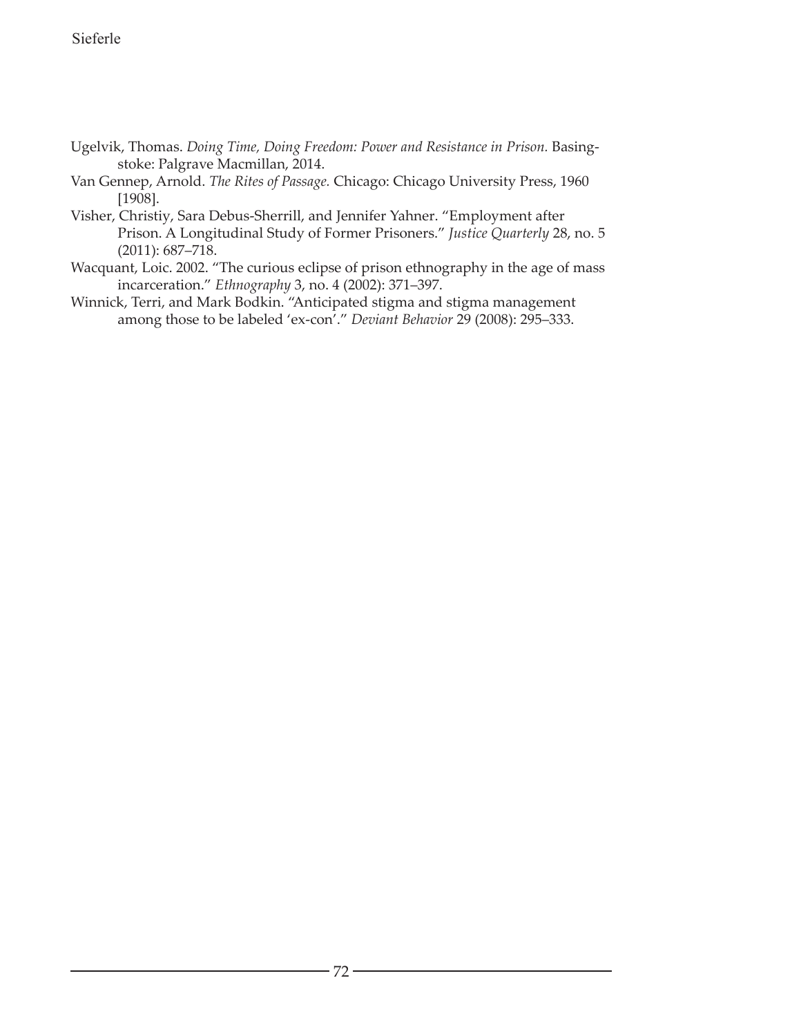Ugelvik, Thomas. *Doing Time, Doing Freedom: Power and Resistance in Prison.* Basingstoke: Palgrave Macmillan, 2014.

Van Gennep, Arnold. *The Rites of Passage.* Chicago: Chicago University Press, 1960 [1908].

Visher, Christiy, Sara Debus-Sherrill, and Jennifer Yahner. "Employment after Prison. A Longitudinal Study of Former Prisoners." *Justice Quarterly* 28, no. 5 (2011): 687–718.

Wacquant, Loic. 2002. "The curious eclipse of prison ethnography in the age of mass incarceration." *Ethnography* 3, no. 4 (2002): 371–397.

Winnick, Terri, and Mark Bodkin. "Anticipated stigma and stigma management among those to be labeled 'ex-con'." *Deviant Behavior* 29 (2008): 295–333.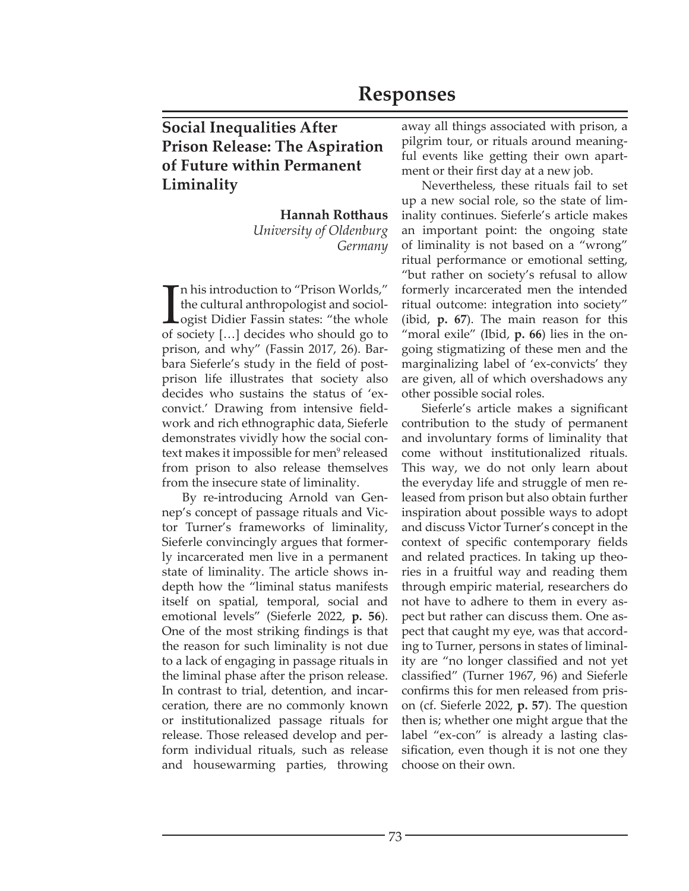# Responses

## Social Inequalities After Prison Release: The Aspiration of Future within Permanent Liminality

**Hannah Rotthaus**
*University of Oldenburg*
*Germany*

In his introduction to "Prison Worlds," the cultural anthropologist and sociologist Didier Fassin states: "the whole of society […] decides who should go to prison, and why" (Fassin 2017, 26). Barbara Sieferle's study in the field of post-prison life illustrates that society also decides who sustains the status of 'ex-convict.' Drawing from intensive fieldwork and rich ethnographic data, Sieferle demonstrates vividly how the social context makes it impossible for men[9] released from prison to also release themselves from the insecure state of liminality.

By re-introducing Arnold van Gennep's concept of passage rituals and Victor Turner's frameworks of liminality, Sieferle convincingly argues that formerly incarcerated men live in a permanent state of liminality. The article shows in-depth how the "liminal status manifests itself on spatial, temporal, social and emotional levels" (Sieferle 2022, **p. 56**). One of the most striking findings is that the reason for such liminality is not due to a lack of engaging in passage rituals in the liminal phase after the prison release. In contrast to trial, detention, and incarceration, there are no commonly known or institutionalized passage rituals for release. Those released develop and perform individual rituals, such as release and housewarming parties, throwing away all things associated with prison, a pilgrim tour, or rituals around meaningful events like getting their own apartment or their first day at a new job.

Nevertheless, these rituals fail to set up a new social role, so the state of liminality continues. Sieferle's article makes an important point: the ongoing state of liminality is not based on a "wrong" ritual performance or emotional setting, "but rather on society's refusal to allow formerly incarcerated men the intended ritual outcome: integration into society" (ibid, **p. 67**). The main reason for this "moral exile" (Ibid, **p. 66**) lies in the ongoing stigmatizing of these men and the marginalizing label of 'ex-convicts' they are given, all of which overshadows any other possible social roles.

Sieferle's article makes a significant contribution to the study of permanent and involuntary forms of liminality that come without institutionalized rituals. This way, we do not only learn about the everyday life and struggle of men released from prison but also obtain further inspiration about possible ways to adopt and discuss Victor Turner's concept in the context of specific contemporary fields and related practices. In taking up theories in a fruitful way and reading them through empiric material, researchers do not have to adhere to them in every aspect but rather can discuss them. One aspect that caught my eye, was that according to Turner, persons in states of liminality are "no longer classified and not yet classified" (Turner 1967, 96) and Sieferle confirms this for men released from prison (cf. Sieferle 2022, **p. 57**). The question then is; whether one might argue that the label "ex-con" is already a lasting classification, even though it is not one they choose on their own.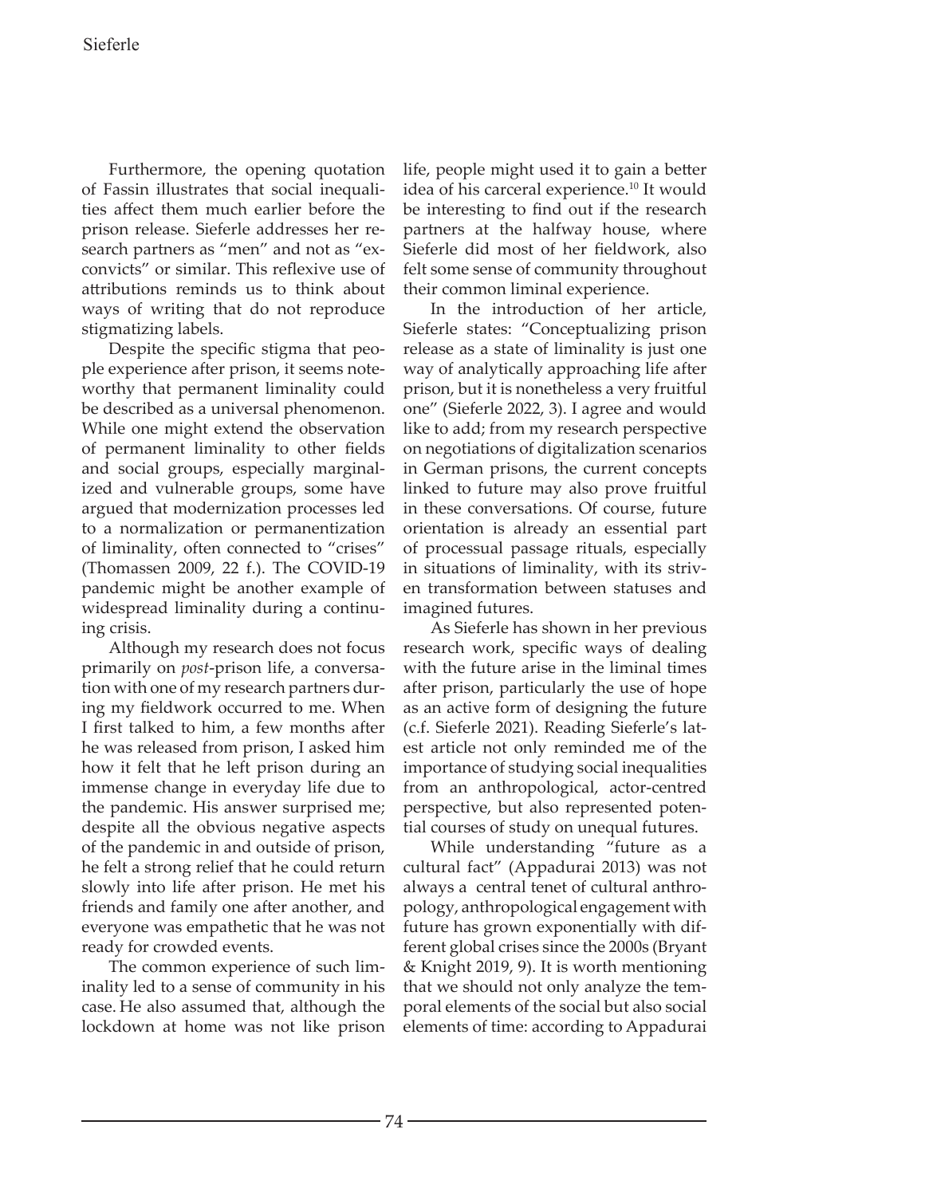Furthermore, the opening quotation of Fassin illustrates that social inequalities affect them much earlier before the prison release. Sieferle addresses her research partners as "men" and not as "ex-convicts" or similar. This reflexive use of attributions reminds us to think about ways of writing that do not reproduce stigmatizing labels.

Despite the specific stigma that people experience after prison, it seems noteworthy that permanent liminality could be described as a universal phenomenon. While one might extend the observation of permanent liminality to other fields and social groups, especially marginalized and vulnerable groups, some have argued that modernization processes led to a normalization or permanentization of liminality, often connected to "crises" (Thomassen 2009, 22 f.). The COVID-19 pandemic might be another example of widespread liminality during a continuing crisis.

Although my research does not focus primarily on *post*-prison life, a conversation with one of my research partners during my fieldwork occurred to me. When I first talked to him, a few months after he was released from prison, I asked him how it felt that he left prison during an immense change in everyday life due to the pandemic. His answer surprised me; despite all the obvious negative aspects of the pandemic in and outside of prison, he felt a strong relief that he could return slowly into life after prison. He met his friends and family one after another, and everyone was empathetic that he was not ready for crowded events.

The common experience of such liminality led to a sense of community in his case. He also assumed that, although the lockdown at home was not like prison life, people might used it to gain a better idea of his carceral experience.[10] It would be interesting to find out if the research partners at the halfway house, where Sieferle did most of her fieldwork, also felt some sense of community throughout their common liminal experience.

In the introduction of her article, Sieferle states: "Conceptualizing prison release as a state of liminality is just one way of analytically approaching life after prison, but it is nonetheless a very fruitful one" (Sieferle 2022, 3). I agree and would like to add; from my research perspective on negotiations of digitalization scenarios in German prisons, the current concepts linked to future may also prove fruitful in these conversations. Of course, future orientation is already an essential part of processual passage rituals, especially in situations of liminality, with its striven transformation between statuses and imagined futures.

As Sieferle has shown in her previous research work, specific ways of dealing with the future arise in the liminal times after prison, particularly the use of hope as an active form of designing the future (c.f. Sieferle 2021). Reading Sieferle's latest article not only reminded me of the importance of studying social inequalities from an anthropological, actor-centred perspective, but also represented potential courses of study on unequal futures.

While understanding "future as a cultural fact" (Appadurai 2013) was not always a central tenet of cultural anthropology, anthropological engagement with future has grown exponentially with different global crises since the 2000s (Bryant & Knight 2019, 9). It is worth mentioning that we should not only analyze the temporal elements of the social but also social elements of time: according to Appadurai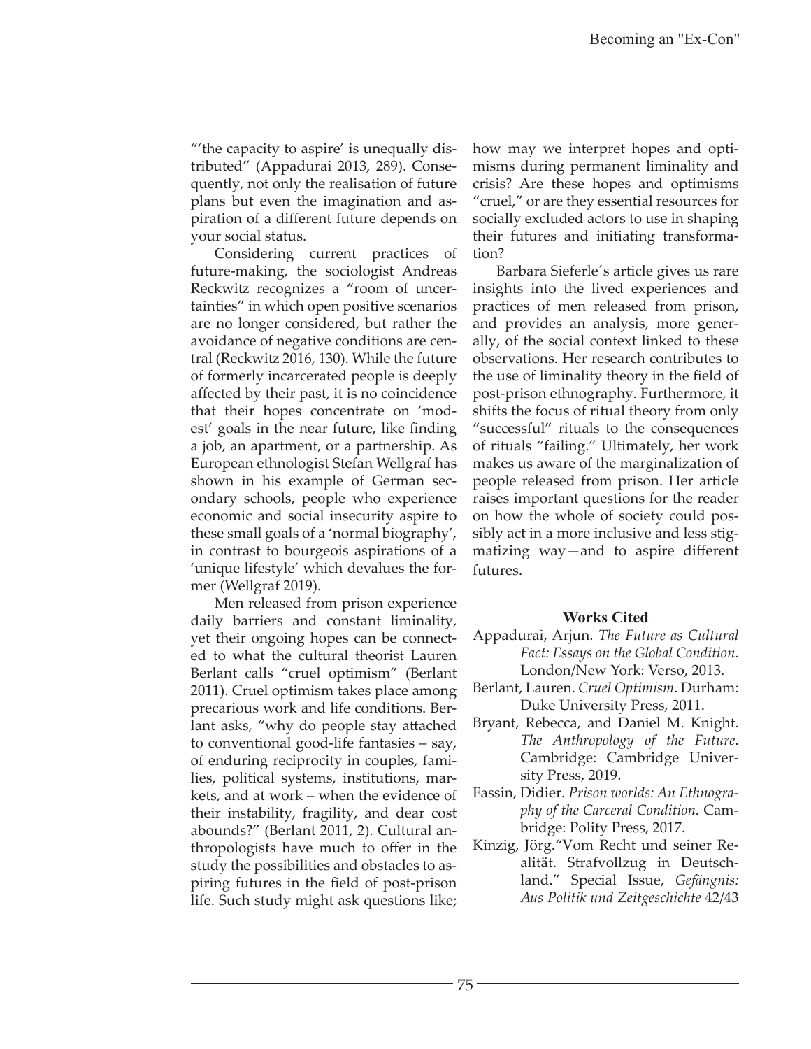"'the capacity to aspire' is unequally distributed" (Appadurai 2013, 289). Consequently, not only the realisation of future plans but even the imagination and aspiration of a different future depends on your social status.

Considering current practices of future-making, the sociologist Andreas Reckwitz recognizes a "room of uncertainties" in which open positive scenarios are no longer considered, but rather the avoidance of negative conditions are central (Reckwitz 2016, 130). While the future of formerly incarcerated people is deeply affected by their past, it is no coincidence that their hopes concentrate on 'modest' goals in the near future, like finding a job, an apartment, or a partnership. As European ethnologist Stefan Wellgraf has shown in his example of German secondary schools, people who experience economic and social insecurity aspire to these small goals of a 'normal biography', in contrast to bourgeois aspirations of a 'unique lifestyle' which devalues the former (Wellgraf 2019).

Men released from prison experience daily barriers and constant liminality, yet their ongoing hopes can be connected to what the cultural theorist Lauren Berlant calls "cruel optimism" (Berlant 2011). Cruel optimism takes place among precarious work and life conditions. Berlant asks, "why do people stay attached to conventional good-life fantasies – say, of enduring reciprocity in couples, families, political systems, institutions, markets, and at work – when the evidence of their instability, fragility, and dear cost abounds?" (Berlant 2011, 2). Cultural anthropologists have much to offer in the study the possibilities and obstacles to aspiring futures in the field of post-prison life. Such study might ask questions like; how may we interpret hopes and optimisms during permanent liminality and crisis? Are these hopes and optimisms "cruel," or are they essential resources for socially excluded actors to use in shaping their futures and initiating transformation?

Barbara Sieferle´s article gives us rare insights into the lived experiences and practices of men released from prison, and provides an analysis, more generally, of the social context linked to these observations. Her research contributes to the use of liminality theory in the field of post-prison ethnography. Furthermore, it shifts the focus of ritual theory from only "successful" rituals to the consequences of rituals "failing." Ultimately, her work makes us aware of the marginalization of people released from prison. Her article raises important questions for the reader on how the whole of society could possibly act in a more inclusive and less stigmatizing way—and to aspire different futures.

## Works Cited

Appadurai, Arjun. *The Future as Cultural Fact: Essays on the Global Condition*. London/New York: Verso, 2013.

Berlant, Lauren. *Cruel Optimism*. Durham: Duke University Press, 2011.

Bryant, Rebecca, and Daniel M. Knight. *The Anthropology of the Future*. Cambridge: Cambridge University Press, 2019.

Fassin, Didier. *Prison worlds: An Ethnography of the Carceral Condition.* Cambridge: Polity Press, 2017.

Kinzig, Jörg."Vom Recht und seiner Realität. Strafvollzug in Deutschland." Special Issue, *Gefängnis: Aus Politik und Zeitgeschichte* 42/43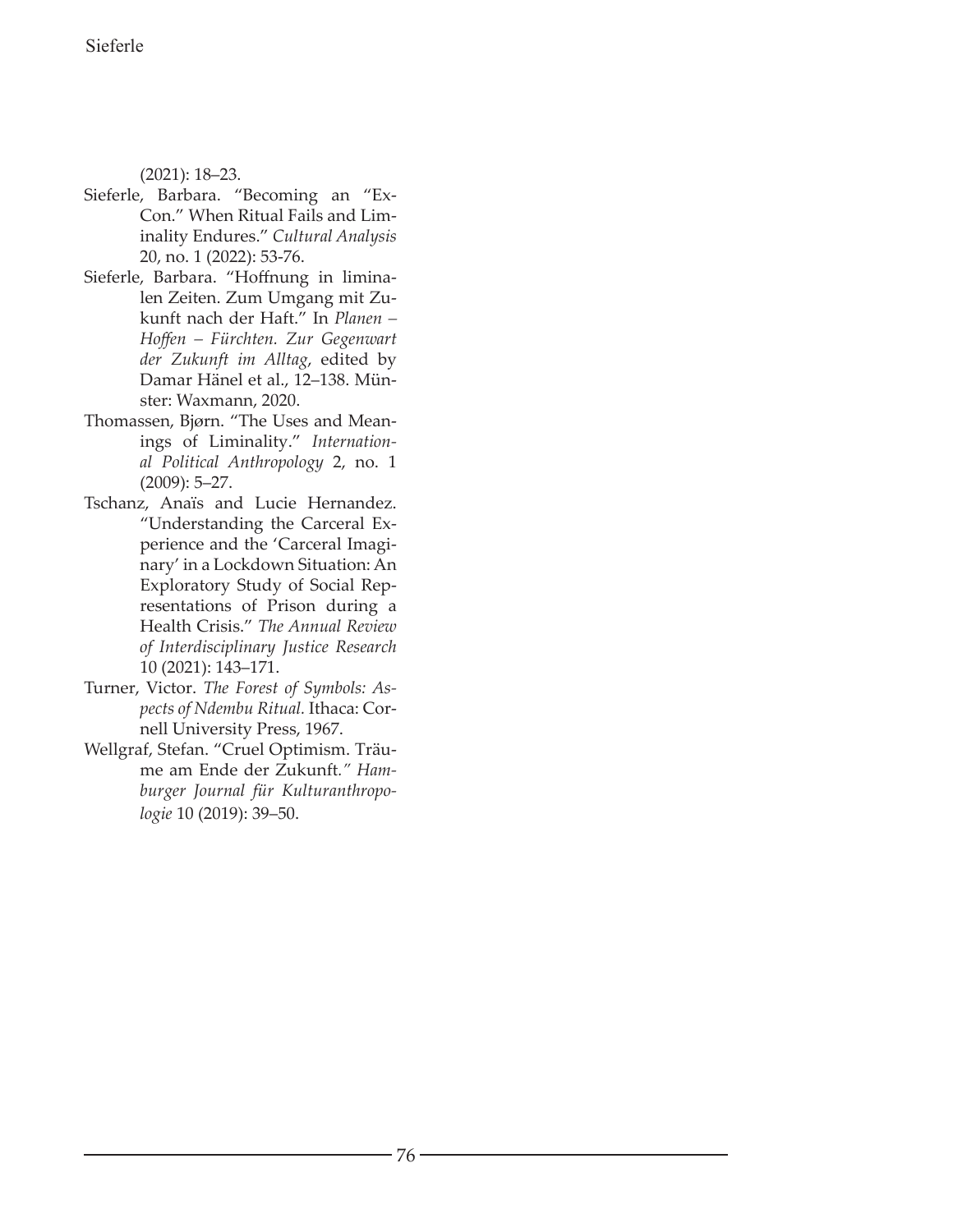(2021): 18–23.

Sieferle, Barbara. "Becoming an "Ex-Con." When Ritual Fails and Liminality Endures." *Cultural Analysis* 20, no. 1 (2022): 53-76.

Sieferle, Barbara. "Hoffnung in liminalen Zeiten. Zum Umgang mit Zukunft nach der Haft." In *Planen – Hoffen – Fürchten. Zur Gegenwart der Zukunft im Alltag*, edited by Damar Hänel et al., 12–138. Münster: Waxmann, 2020.

Thomassen, Bjørn. "The Uses and Meanings of Liminality." *International Political Anthropology* 2, no. 1 (2009): 5–27.

Tschanz, Anaïs and Lucie Hernandez. "Understanding the Carceral Experience and the 'Carceral Imaginary' in a Lockdown Situation: An Exploratory Study of Social Representations of Prison during a Health Crisis." *The Annual Review of Interdisciplinary Justice Research* 10 (2021): 143–171.

Turner, Victor. *The Forest of Symbols: Aspects of Ndembu Ritual*. Ithaca: Cornell University Press, 1967.

Wellgraf, Stefan. "Cruel Optimism. Träume am Ende der Zukunft." *Hamburger Journal für Kulturanthropologie* 10 (2019): 39–50.